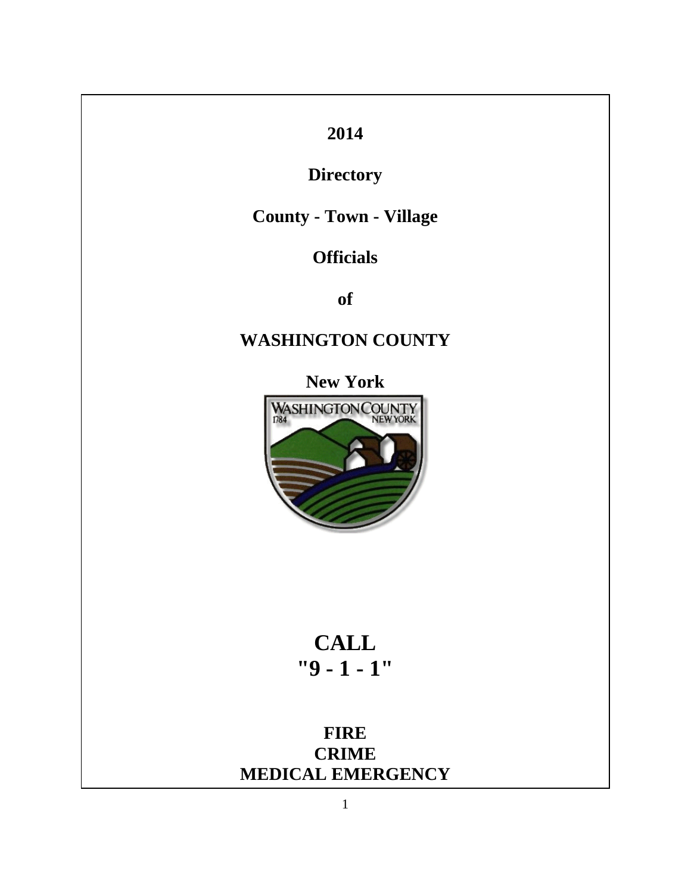# 2014

# Directory

# County - Town - Village

# Officials

# of

# WASHINGTON COUNTY

# New York

# CALL
# "9 - 1 - 1"

**FIRE**
**CRIME**
**MEDICAL EMERGENCY**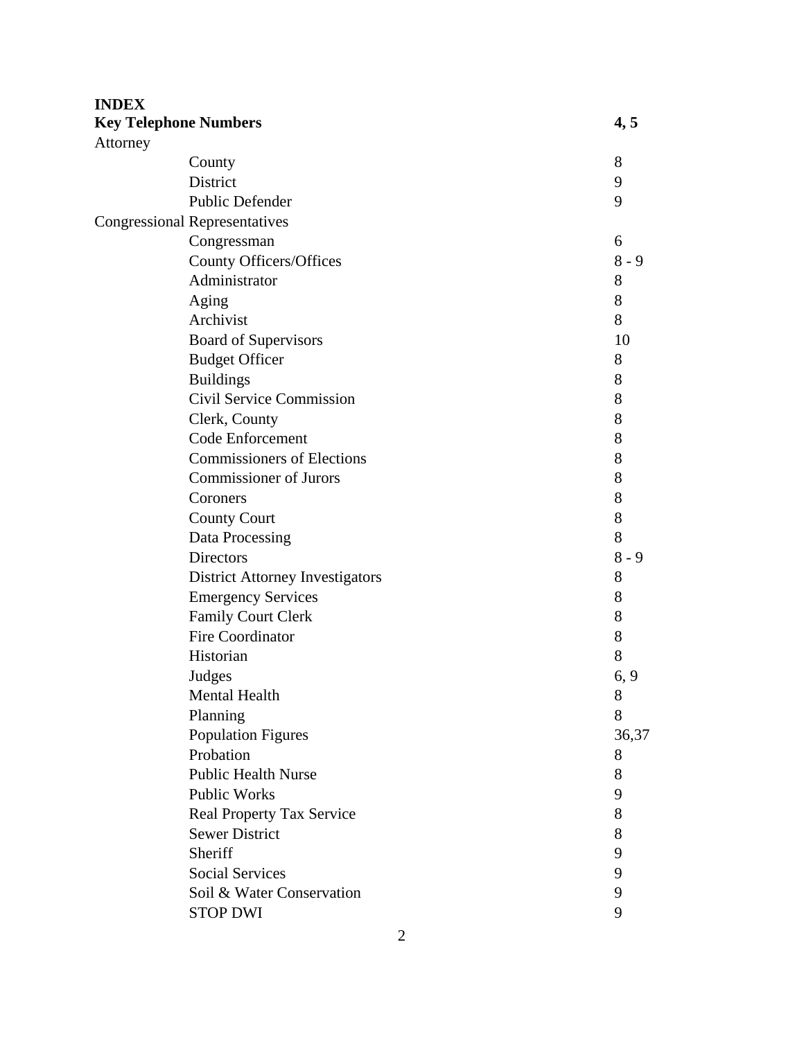**INDEX**

| | | |
|---|---|---|
| **Key Telephone Numbers** | | **4, 5** |
| Attorney | | |
| | County | 8 |
| | District | 9 |
| | Public Defender | 9 |
| Congressional Representatives | | |
| | Congressman | 6 |
| | County Officers/Offices | 8 - 9 |
| | Administrator | 8 |
| | Aging | 8 |
| | Archivist | 8 |
| | Board of Supervisors | 10 |
| | Budget Officer | 8 |
| | Buildings | 8 |
| | Civil Service Commission | 8 |
| | Clerk, County | 8 |
| | Code Enforcement | 8 |
| | Commissioners of Elections | 8 |
| | Commissioner of Jurors | 8 |
| | Coroners | 8 |
| | County Court | 8 |
| | Data Processing | 8 |
| | Directors | 8 - 9 |
| | District Attorney Investigators | 8 |
| | Emergency Services | 8 |
| | Family Court Clerk | 8 |
| | Fire Coordinator | 8 |
| | Historian | 8 |
| | Judges | 6, 9 |
| | Mental Health | 8 |
| | Planning | 8 |
| | Population Figures | 36,37 |
| | Probation | 8 |
| | Public Health Nurse | 8 |
| | Public Works | 9 |
| | Real Property Tax Service | 8 |
| | Sewer District | 8 |
| | Sheriff | 9 |
| | Social Services | 9 |
| | Soil & Water Conservation | 9 |
| | STOP DWI | 9 |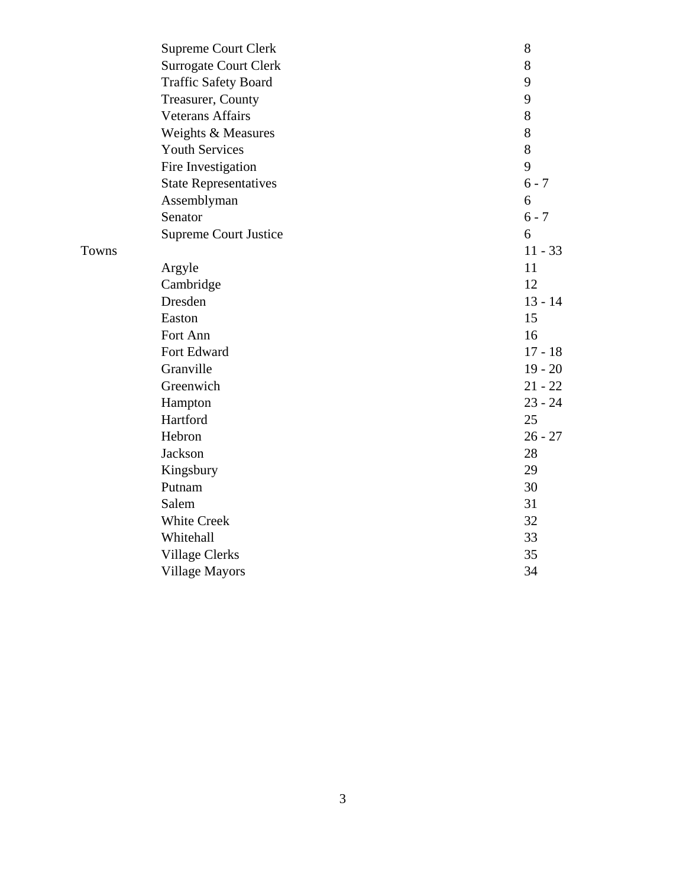| | | |
|---|---|---|
| | Supreme Court Clerk | 8 |
| | Surrogate Court Clerk | 8 |
| | Traffic Safety Board | 9 |
| | Treasurer, County | 9 |
| | Veterans Affairs | 8 |
| | Weights & Measures | 8 |
| | Youth Services | 8 |
| | Fire Investigation | 9 |
| | State Representatives | 6 - 7 |
| | Assemblyman | 6 |
| | Senator | 6 - 7 |
| | Supreme Court Justice | 6 |
| Towns | | 11 - 33 |
| | Argyle | 11 |
| | Cambridge | 12 |
| | Dresden | 13 - 14 |
| | Easton | 15 |
| | Fort Ann | 16 |
| | Fort Edward | 17 - 18 |
| | Granville | 19 - 20 |
| | Greenwich | 21 - 22 |
| | Hampton | 23 - 24 |
| | Hartford | 25 |
| | Hebron | 26 - 27 |
| | Jackson | 28 |
| | Kingsbury | 29 |
| | Putnam | 30 |
| | Salem | 31 |
| | White Creek | 32 |
| | Whitehall | 33 |
| | Village Clerks | 35 |
| | Village Mayors | 34 |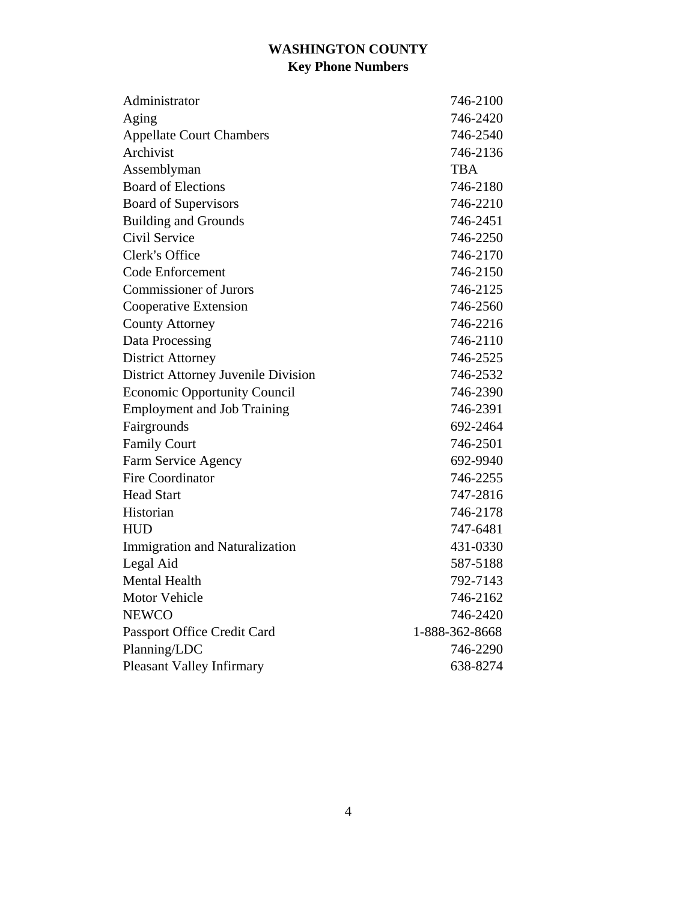# WASHINGTON COUNTY
## Key Phone Numbers

| | |
|---|---|
| Administrator | 746-2100 |
| Aging | 746-2420 |
| Appellate Court Chambers | 746-2540 |
| Archivist | 746-2136 |
| Assemblyman | TBA |
| Board of Elections | 746-2180 |
| Board of Supervisors | 746-2210 |
| Building and Grounds | 746-2451 |
| Civil Service | 746-2250 |
| Clerk's Office | 746-2170 |
| Code Enforcement | 746-2150 |
| Commissioner of Jurors | 746-2125 |
| Cooperative Extension | 746-2560 |
| County Attorney | 746-2216 |
| Data Processing | 746-2110 |
| District Attorney | 746-2525 |
| District Attorney Juvenile Division | 746-2532 |
| Economic Opportunity Council | 746-2390 |
| Employment and Job Training | 746-2391 |
| Fairgrounds | 692-2464 |
| Family Court | 746-2501 |
| Farm Service Agency | 692-9940 |
| Fire Coordinator | 746-2255 |
| Head Start | 747-2816 |
| Historian | 746-2178 |
| HUD | 747-6481 |
| Immigration and Naturalization | 431-0330 |
| Legal Aid | 587-5188 |
| Mental Health | 792-7143 |
| Motor Vehicle | 746-2162 |
| NEWCO | 746-2420 |
| Passport Office Credit Card | 1-888-362-8668 |
| Planning/LDC | 746-2290 |
| Pleasant Valley Infirmary | 638-8274 |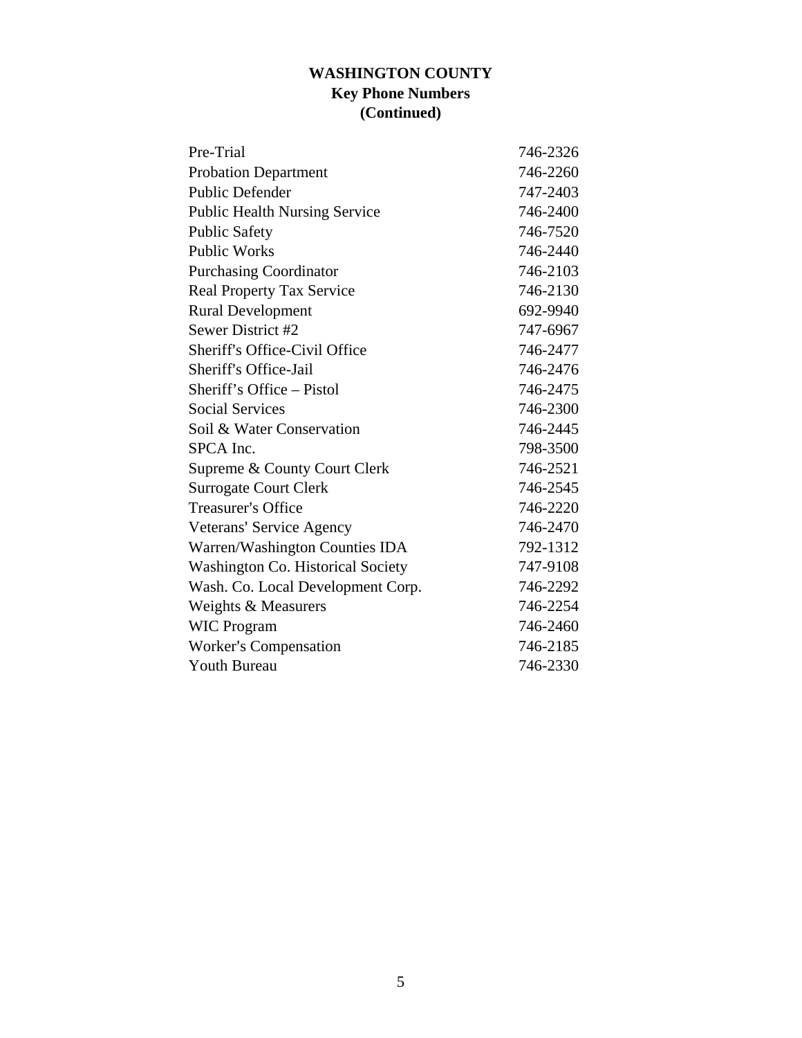# WASHINGTON COUNTY
## Key Phone Numbers
## (Continued)

| | |
|---|---|
| Pre-Trial | 746-2326 |
| Probation Department | 746-2260 |
| Public Defender | 747-2403 |
| Public Health Nursing Service | 746-2400 |
| Public Safety | 746-7520 |
| Public Works | 746-2440 |
| Purchasing Coordinator | 746-2103 |
| Real Property Tax Service | 746-2130 |
| Rural Development | 692-9940 |
| Sewer District #2 | 747-6967 |
| Sheriff's Office-Civil Office | 746-2477 |
| Sheriff's Office-Jail | 746-2476 |
| Sheriff's Office – Pistol | 746-2475 |
| Social Services | 746-2300 |
| Soil & Water Conservation | 746-2445 |
| SPCA Inc. | 798-3500 |
| Supreme & County Court Clerk | 746-2521 |
| Surrogate Court Clerk | 746-2545 |
| Treasurer's Office | 746-2220 |
| Veterans' Service Agency | 746-2470 |
| Warren/Washington Counties IDA | 792-1312 |
| Washington Co. Historical Society | 747-9108 |
| Wash. Co. Local Development Corp. | 746-2292 |
| Weights & Measurers | 746-2254 |
| WIC Program | 746-2460 |
| Worker's Compensation | 746-2185 |
| Youth Bureau | 746-2330 |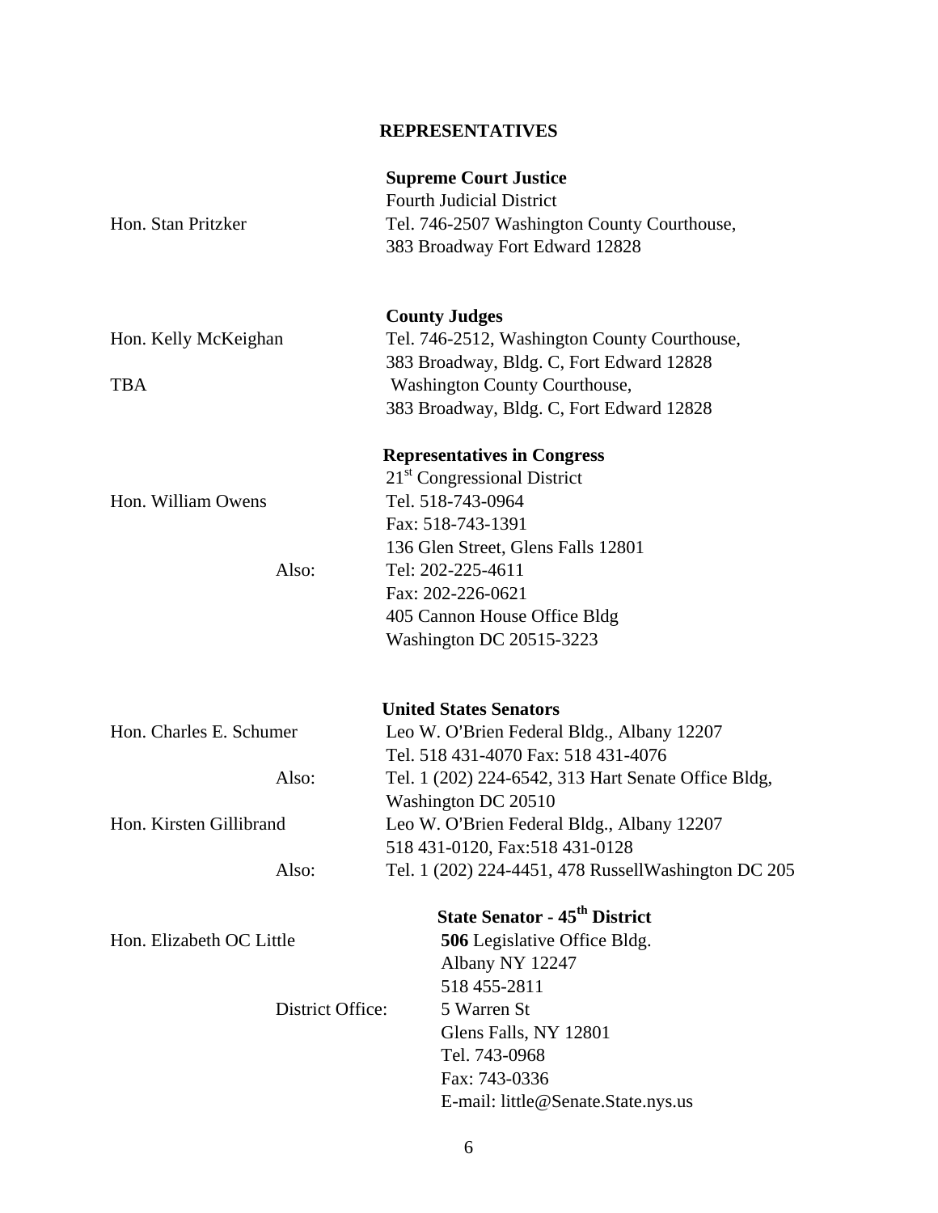## REPRESENTATIVES

### Supreme Court Justice

Fourth Judicial District

Hon. Stan Pritzker — Tel. 746-2507 Washington County Courthouse, 383 Broadway Fort Edward 12828

### County Judges

Hon. Kelly McKeighan — Tel. 746-2512, Washington County Courthouse, 383 Broadway, Bldg. C, Fort Edward 12828

TBA — Washington County Courthouse, 383 Broadway, Bldg. C, Fort Edward 12828

### Representatives in Congress

21st Congressional District

Hon. William Owens — Tel. 518-743-0964
Fax: 518-743-1391
136 Glen Street, Glens Falls 12801

Also: Tel: 202-225-4611
Fax: 202-226-0621
405 Cannon House Office Bldg
Washington DC 20515-3223

### United States Senators

Hon. Charles E. Schumer — Leo W. O'Brien Federal Bldg., Albany 12207
Tel. 518 431-4070 Fax: 518 431-4076

Also: Tel. 1 (202) 224-6542, 313 Hart Senate Office Bldg, Washington DC 20510

Hon. Kirsten Gillibrand — Leo W. O'Brien Federal Bldg., Albany 12207
518 431-0120, Fax:518 431-0128

Also: Tel. 1 (202) 224-4451, 478 RussellWashington DC 205

### State Senator - 45th District

Hon. Elizabeth OC Little — **506** Legislative Office Bldg.
Albany NY 12247
518 455-2811

District Office: 5 Warren St
Glens Falls, NY 12801
Tel. 743-0968
Fax: 743-0336
E-mail: little@Senate.State.nys.us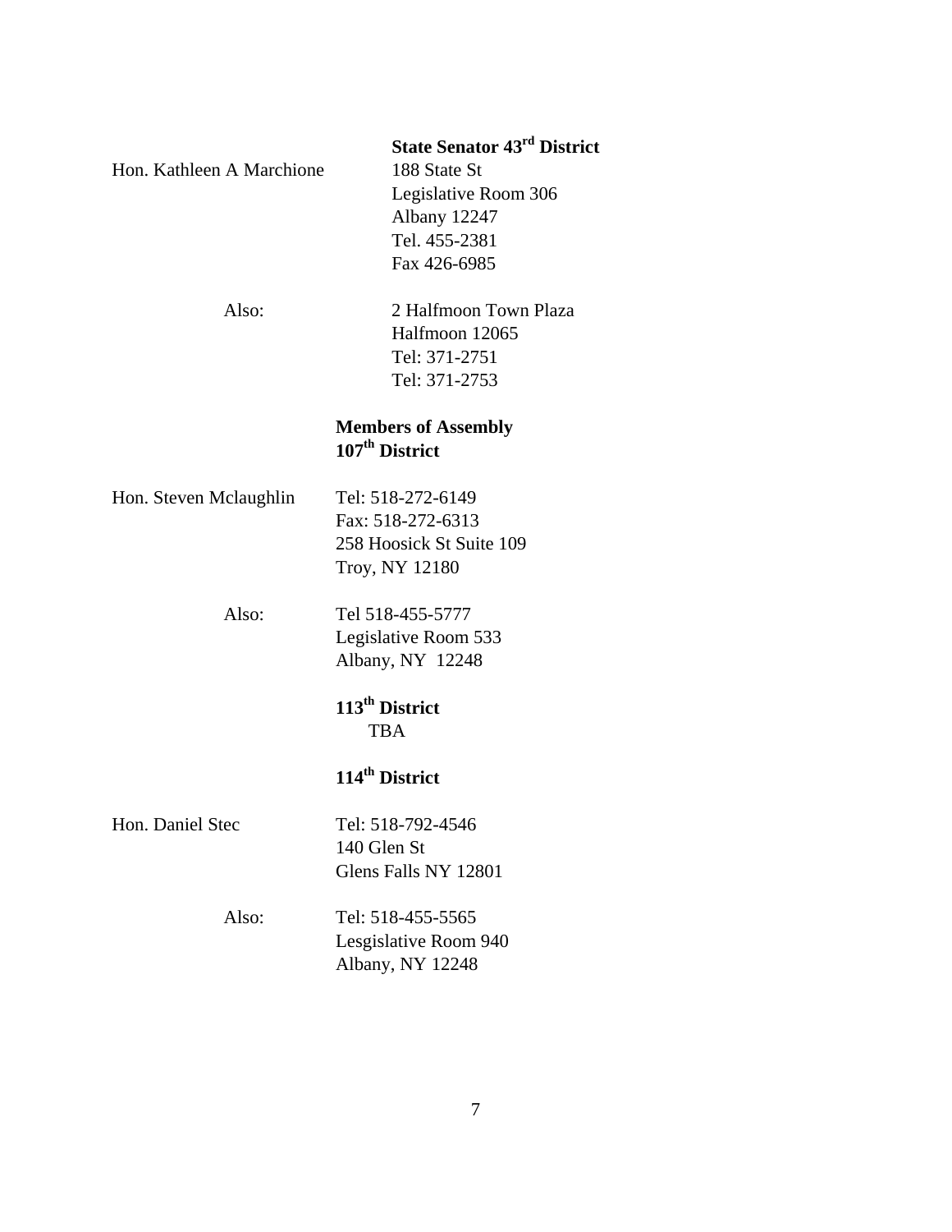**State Senator 43rd District**

Hon. Kathleen A Marchione

188 State St
Legislative Room 306
Albany 12247
Tel. 455-2381
Fax 426-6985

Also:

2 Halfmoon Town Plaza
Halfmoon 12065
Tel: 371-2751
Tel: 371-2753

**Members of Assembly**
**107th District**

Hon. Steven Mclaughlin

Tel: 518-272-6149
Fax: 518-272-6313
258 Hoosick St Suite 109
Troy, NY 12180

Also:

Tel 518-455-5777
Legislative Room 533
Albany, NY 12248

**113th District**

TBA

**114th District**

Hon. Daniel Stec

Tel: 518-792-4546
140 Glen St
Glens Falls NY 12801

Also:

Tel: 518-455-5565
Lesgislative Room 940
Albany, NY 12248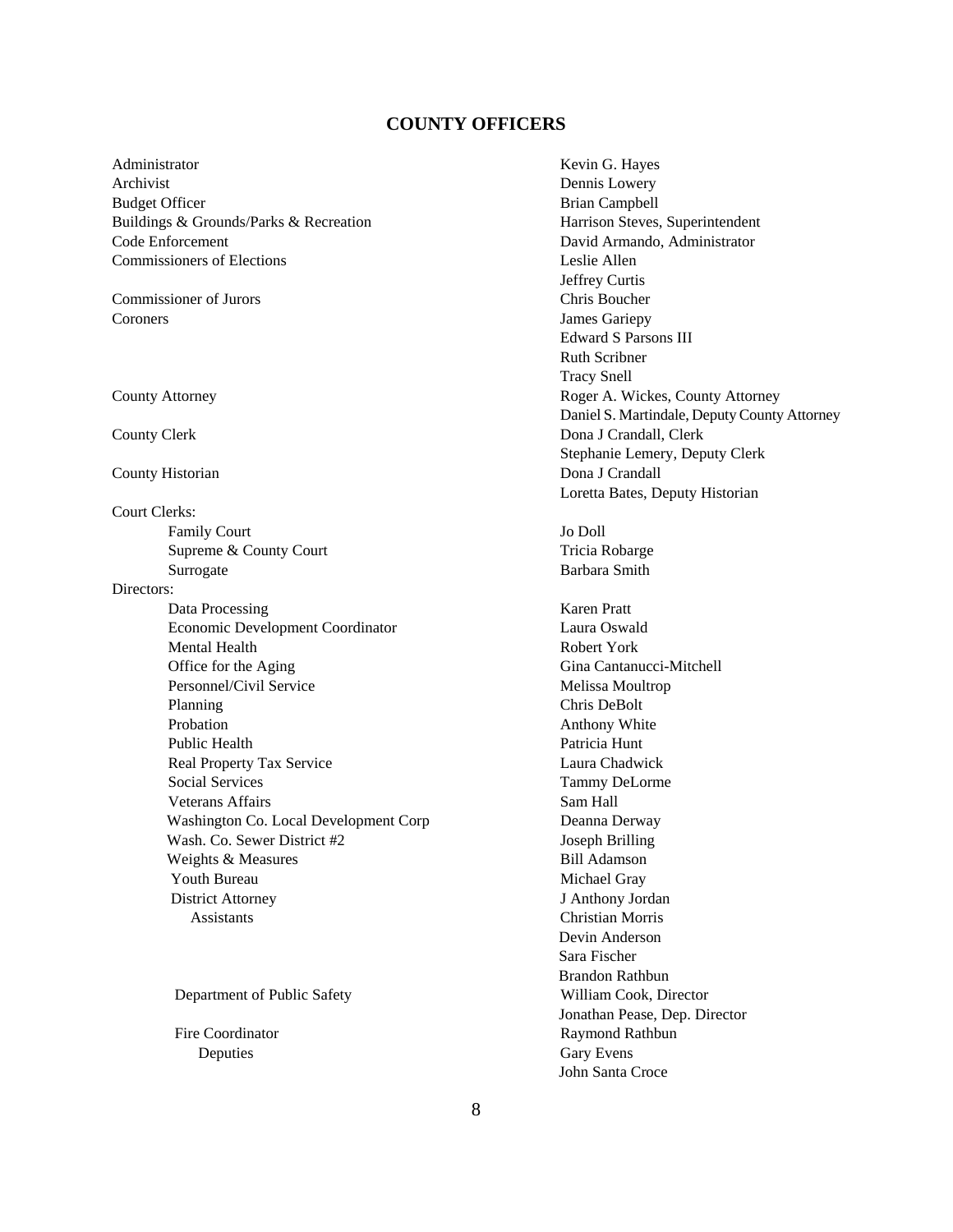## COUNTY OFFICERS

| Office | Name |
|---|---|
| Administrator | Kevin G. Hayes |
| Archivist | Dennis Lowery |
| Budget Officer | Brian Campbell |
| Buildings & Grounds/Parks & Recreation | Harrison Steves, Superintendent |
| Code Enforcement | David Armando, Administrator |
| Commissioners of Elections | Leslie Allen |
| | Jeffrey Curtis |
| Commissioner of Jurors | Chris Boucher |
| Coroners | James Gariepy |
| | Edward S Parsons III |
| | Ruth Scribner |
| | Tracy Snell |
| County Attorney | Roger A. Wickes, County Attorney |
| | Daniel S. Martindale, Deputy County Attorney |
| County Clerk | Dona J Crandall, Clerk |
| | Stephanie Lemery, Deputy Clerk |
| County Historian | Dona J Crandall |
| | Loretta Bates, Deputy Historian |
| Court Clerks: | |
| Family Court | Jo Doll |
| Supreme & County Court | Tricia Robarge |
| Surrogate | Barbara Smith |
| Directors: | |
| Data Processing | Karen Pratt |
| Economic Development Coordinator | Laura Oswald |
| Mental Health | Robert York |
| Office for the Aging | Gina Cantanucci-Mitchell |
| Personnel/Civil Service | Melissa Moultrop |
| Planning | Chris DeBolt |
| Probation | Anthony White |
| Public Health | Patricia Hunt |
| Real Property Tax Service | Laura Chadwick |
| Social Services | Tammy DeLorme |
| Veterans Affairs | Sam Hall |
| Washington Co. Local Development Corp | Deanna Derway |
| Wash. Co. Sewer District #2 | Joseph Brilling |
| Weights & Measures | Bill Adamson |
| Youth Bureau | Michael Gray |
| District Attorney | J Anthony Jordan |
| Assistants | Christian Morris |
| | Devin Anderson |
| | Sara Fischer |
| | Brandon Rathbun |
| Department of Public Safety | William Cook, Director |
| | Jonathan Pease, Dep. Director |
| Fire Coordinator | Raymond Rathbun |
| Deputies | Gary Evens |
| | John Santa Croce |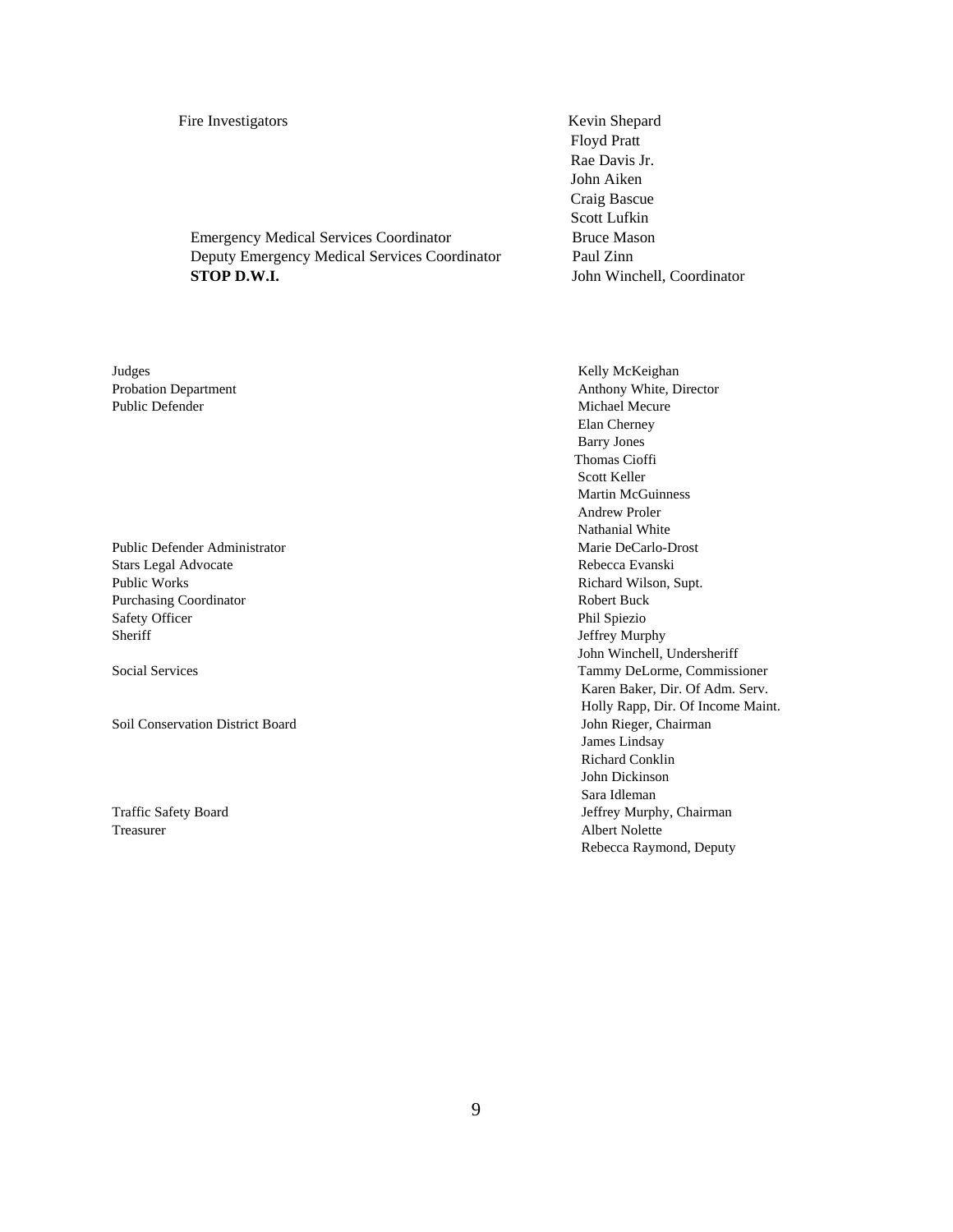| | |
|---|---|
| Fire Investigators | Kevin Shepard |
| | Floyd Pratt |
| | Rae Davis Jr. |
| | John Aiken |
| | Craig Bascue |
| | Scott Lufkin |
| Emergency Medical Services Coordinator | Bruce Mason |
| Deputy Emergency Medical Services Coordinator | Paul Zinn |
| **STOP D.W.I.** | John Winchell, Coordinator |

| | |
|---|---|
| Judges | Kelly McKeighan |
| Probation Department | Anthony White, Director |
| Public Defender | Michael Mecure |
| | Elan Cherney |
| | Barry Jones |
| | Thomas Cioffi |
| | Scott Keller |
| | Martin McGuinness |
| | Andrew Proler |
| | Nathanial White |
| Public Defender Administrator | Marie DeCarlo-Drost |
| Stars Legal Advocate | Rebecca Evanski |
| Public Works | Richard Wilson, Supt. |
| Purchasing Coordinator | Robert Buck |
| Safety Officer | Phil Spiezio |
| Sheriff | Jeffrey Murphy |
| | John Winchell, Undersheriff |
| Social Services | Tammy DeLorme, Commissioner |
| | Karen Baker, Dir. Of Adm. Serv. |
| | Holly Rapp, Dir. Of Income Maint. |
| Soil Conservation District Board | John Rieger, Chairman |
| | James Lindsay |
| | Richard Conklin |
| | John Dickinson |
| | Sara Idleman |
| Traffic Safety Board | Jeffrey Murphy, Chairman |
| Treasurer | Albert Nolette |
| | Rebecca Raymond, Deputy |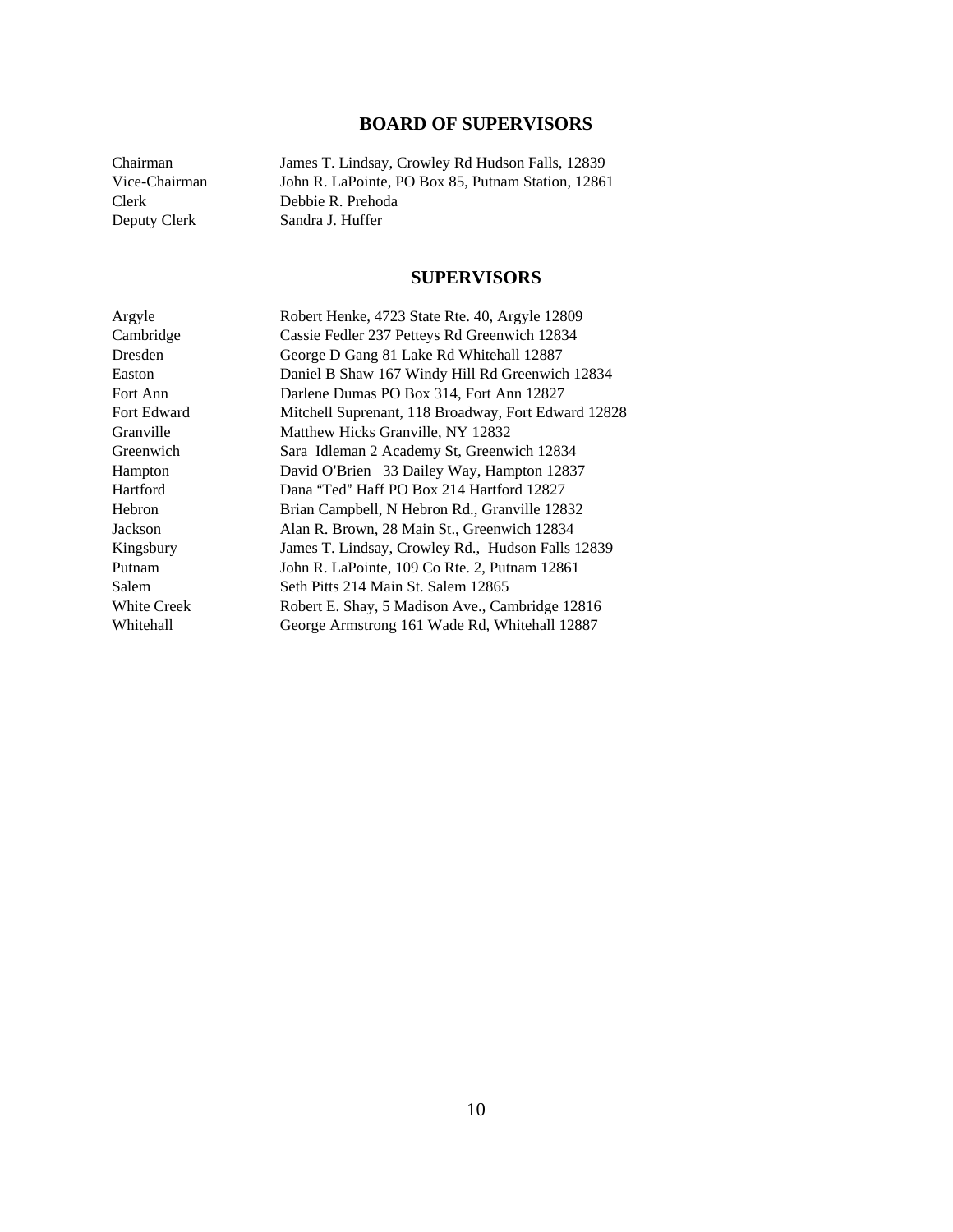## BOARD OF SUPERVISORS

| | |
|---|---|
| Chairman | James T. Lindsay, Crowley Rd Hudson Falls, 12839 |
| Vice-Chairman | John R. LaPointe, PO Box 85, Putnam Station, 12861 |
| Clerk | Debbie R. Prehoda |
| Deputy Clerk | Sandra J. Huffer |

## SUPERVISORS

| | |
|---|---|
| Argyle | Robert Henke, 4723 State Rte. 40, Argyle 12809 |
| Cambridge | Cassie Fedler 237 Petteys Rd Greenwich 12834 |
| Dresden | George D Gang 81 Lake Rd Whitehall 12887 |
| Easton | Daniel B Shaw 167 Windy Hill Rd Greenwich 12834 |
| Fort Ann | Darlene Dumas PO Box 314, Fort Ann 12827 |
| Fort Edward | Mitchell Suprenant, 118 Broadway, Fort Edward 12828 |
| Granville | Matthew Hicks Granville, NY 12832 |
| Greenwich | Sara Idleman 2 Academy St, Greenwich 12834 |
| Hampton | David O'Brien 33 Dailey Way, Hampton 12837 |
| Hartford | Dana "Ted" Haff PO Box 214 Hartford 12827 |
| Hebron | Brian Campbell, N Hebron Rd., Granville 12832 |
| Jackson | Alan R. Brown, 28 Main St., Greenwich 12834 |
| Kingsbury | James T. Lindsay, Crowley Rd., Hudson Falls 12839 |
| Putnam | John R. LaPointe, 109 Co Rte. 2, Putnam 12861 |
| Salem | Seth Pitts 214 Main St. Salem 12865 |
| White Creek | Robert E. Shay, 5 Madison Ave., Cambridge 12816 |
| Whitehall | George Armstrong 161 Wade Rd, Whitehall 12887 |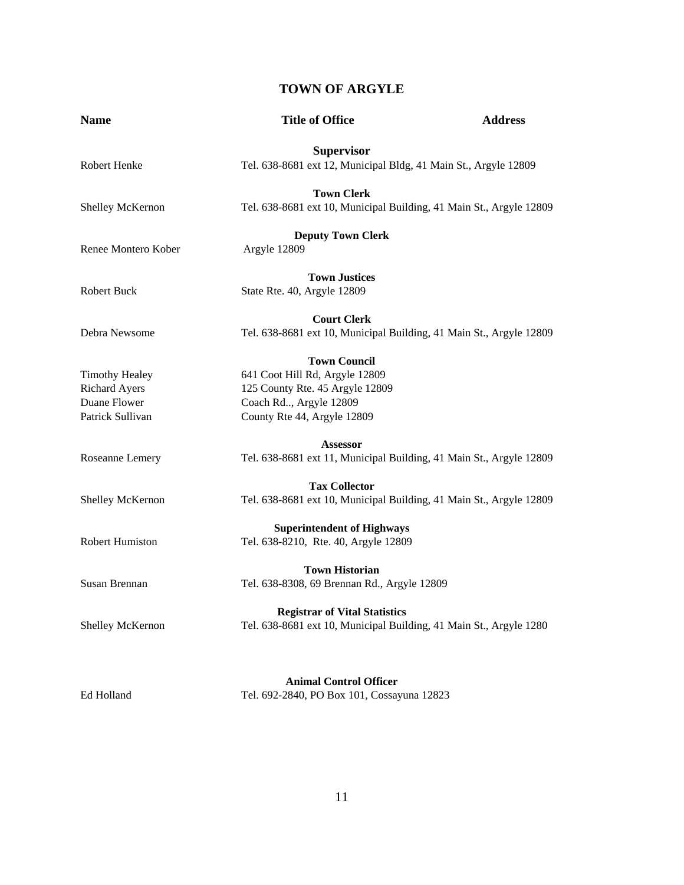# TOWN OF ARGYLE

| Name | Title of Office | Address |
|---|---|---|
| | **Supervisor** | |
| Robert Henke | Tel. 638-8681 ext 12, Municipal Bldg, 41 Main St., Argyle 12809 | |
| | **Town Clerk** | |
| Shelley McKernon | Tel. 638-8681 ext 10, Municipal Building, 41 Main St., Argyle 12809 | |
| | **Deputy Town Clerk** | |
| Renee Montero Kober | Argyle 12809 | |
| | **Town Justices** | |
| Robert Buck | State Rte. 40, Argyle 12809 | |
| | **Court Clerk** | |
| Debra Newsome | Tel. 638-8681 ext 10, Municipal Building, 41 Main St., Argyle 12809 | |
| | **Town Council** | |
| Timothy Healey | 641 Coot Hill Rd, Argyle 12809 | |
| Richard Ayers | 125 County Rte. 45 Argyle 12809 | |
| Duane Flower | Coach Rd.., Argyle 12809 | |
| Patrick Sullivan | County Rte 44, Argyle 12809 | |
| | **Assessor** | |
| Roseanne Lemery | Tel. 638-8681 ext 11, Municipal Building, 41 Main St., Argyle 12809 | |
| | **Tax Collector** | |
| Shelley McKernon | Tel. 638-8681 ext 10, Municipal Building, 41 Main St., Argyle 12809 | |
| | **Superintendent of Highways** | |
| Robert Humiston | Tel. 638-8210, Rte. 40, Argyle 12809 | |
| | **Town Historian** | |
| Susan Brennan | Tel. 638-8308, 69 Brennan Rd., Argyle 12809 | |
| | **Registrar of Vital Statistics** | |
| Shelley McKernon | Tel. 638-8681 ext 10, Municipal Building, 41 Main St., Argyle 1280 | |
| | **Animal Control Officer** | |
| Ed Holland | Tel. 692-2840, PO Box 101, Cossayuna 12823 | |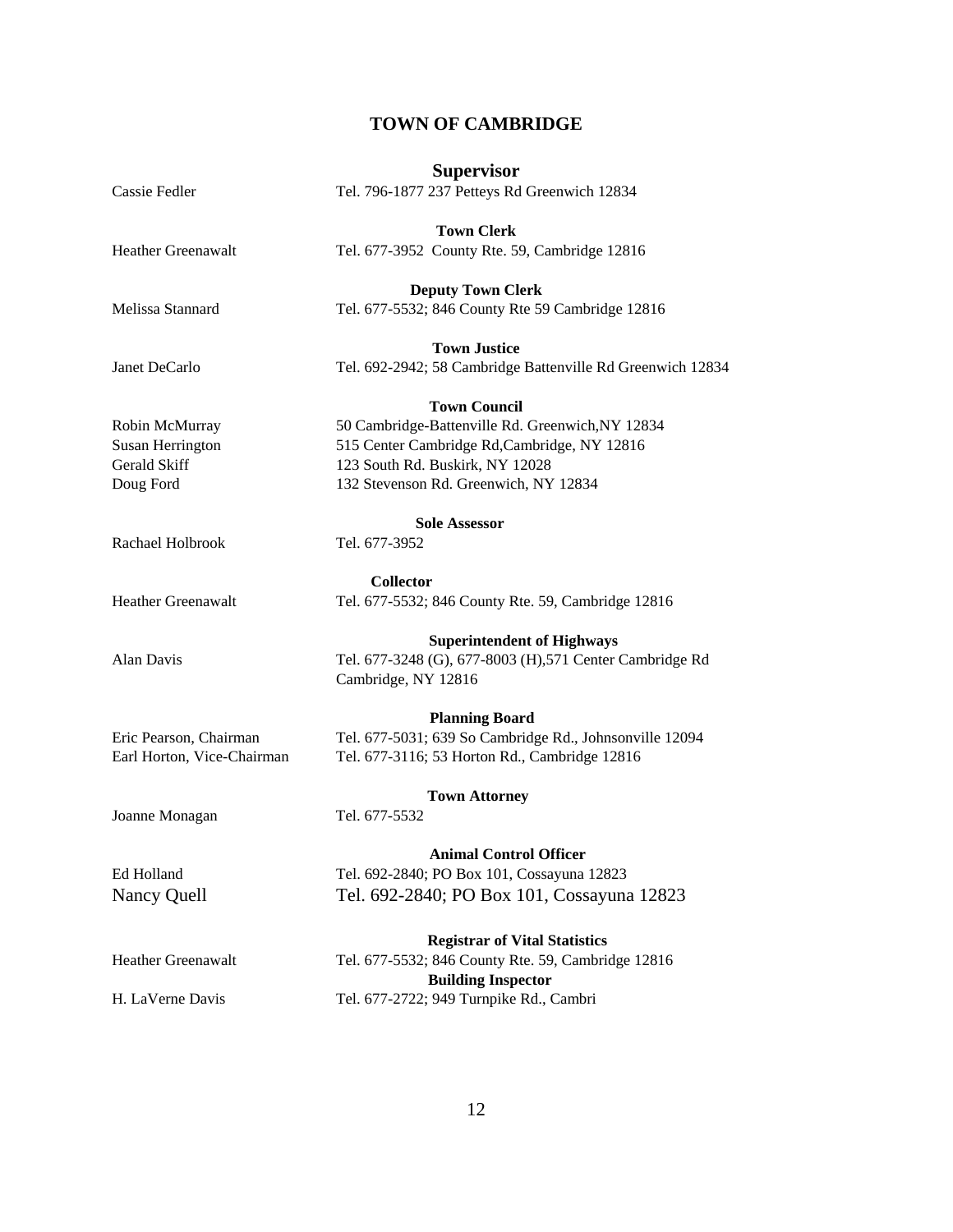# TOWN OF CAMBRIDGE

## Supervisor

Cassie Fedler — Tel. 796-1877 237 Petteys Rd Greenwich 12834

**Town Clerk**

Heather Greenawalt — Tel. 677-3952 County Rte. 59, Cambridge 12816

**Deputy Town Clerk**

Melissa Stannard — Tel. 677-5532; 846 County Rte 59 Cambridge 12816

**Town Justice**

Janet DeCarlo — Tel. 692-2942; 58 Cambridge Battenville Rd Greenwich 12834

**Town Council**

Robin McMurray — 50 Cambridge-Battenville Rd. Greenwich,NY 12834
Susan Herrington — 515 Center Cambridge Rd,Cambridge, NY 12816
Gerald Skiff — 123 South Rd. Buskirk, NY 12028
Doug Ford — 132 Stevenson Rd. Greenwich, NY 12834

**Sole Assessor**

Rachael Holbrook — Tel. 677-3952

**Collector**

Heather Greenawalt — Tel. 677-5532; 846 County Rte. 59, Cambridge 12816

**Superintendent of Highways**

Alan Davis — Tel. 677-3248 (G), 677-8003 (H),571 Center Cambridge Rd Cambridge, NY 12816

**Planning Board**

Eric Pearson, Chairman — Tel. 677-5031; 639 So Cambridge Rd., Johnsonville 12094
Earl Horton, Vice-Chairman — Tel. 677-3116; 53 Horton Rd., Cambridge 12816

**Town Attorney**

Joanne Monagan — Tel. 677-5532

**Animal Control Officer**

Ed Holland — Tel. 692-2840; PO Box 101, Cossayuna 12823
Nancy Quell — Tel. 692-2840; PO Box 101, Cossayuna 12823

**Registrar of Vital Statistics**

Heather Greenawalt — Tel. 677-5532; 846 County Rte. 59, Cambridge 12816

**Building Inspector**

H. LaVerne Davis — Tel. 677-2722; 949 Turnpike Rd., Cambri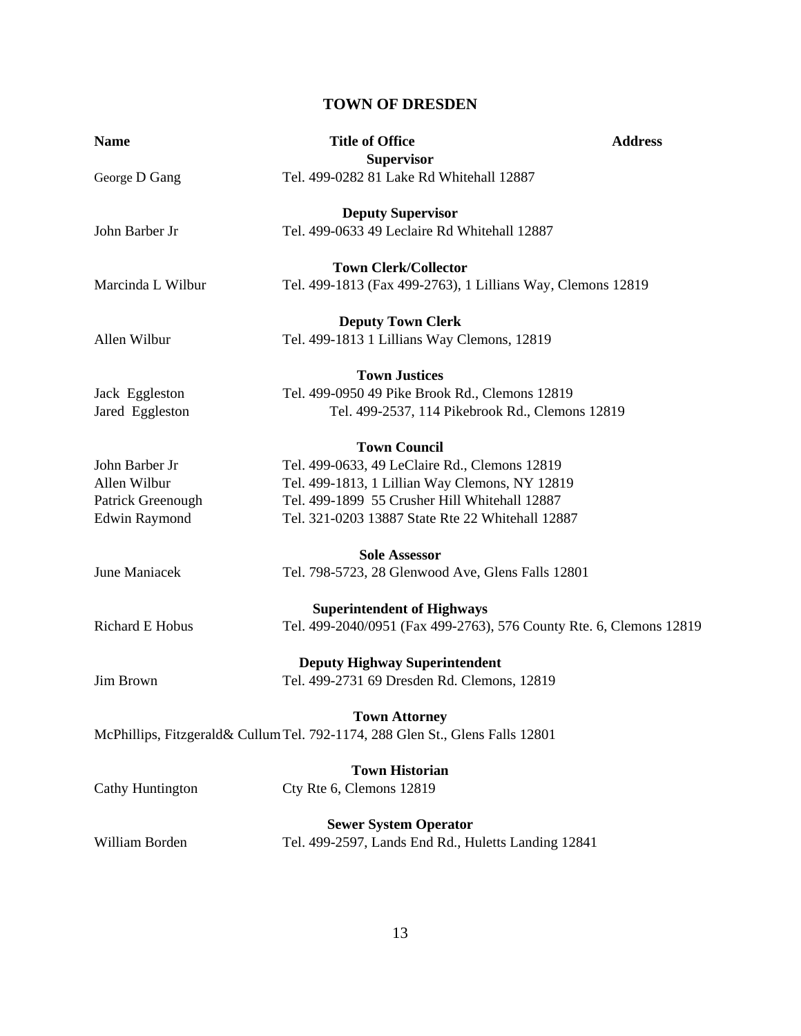# TOWN OF DRESDEN

| Name | Title of Office | Address |
|---|---|---|
| | **Supervisor** | |
| George D Gang | Tel. 499-0282 81 Lake Rd Whitehall 12887 | |
| | **Deputy Supervisor** | |
| John Barber Jr | Tel. 499-0633 49 Leclaire Rd Whitehall 12887 | |
| | **Town Clerk/Collector** | |
| Marcinda L Wilbur | Tel. 499-1813 (Fax 499-2763), 1 Lillians Way, Clemons 12819 | |
| | **Deputy Town Clerk** | |
| Allen Wilbur | Tel. 499-1813 1 Lillians Way Clemons, 12819 | |
| | **Town Justices** | |
| Jack Eggleston | Tel. 499-0950 49 Pike Brook Rd., Clemons 12819 | |
| Jared Eggleston | Tel. 499-2537, 114 Pikebrook Rd., Clemons 12819 | |
| | **Town Council** | |
| John Barber Jr | Tel. 499-0633, 49 LeClaire Rd., Clemons 12819 | |
| Allen Wilbur | Tel. 499-1813, 1 Lillian Way Clemons, NY 12819 | |
| Patrick Greenough | Tel. 499-1899 55 Crusher Hill Whitehall 12887 | |
| Edwin Raymond | Tel. 321-0203 13887 State Rte 22 Whitehall 12887 | |
| | **Sole Assessor** | |
| June Maniacek | Tel. 798-5723, 28 Glenwood Ave, Glens Falls 12801 | |
| | **Superintendent of Highways** | |
| Richard E Hobus | Tel. 499-2040/0951 (Fax 499-2763), 576 County Rte. 6, Clemons 12819 | |
| | **Deputy Highway Superintendent** | |
| Jim Brown | Tel. 499-2731 69 Dresden Rd. Clemons, 12819 | |
| | **Town Attorney** | |
| McPhillips, Fitzgerald& Cullum | Tel. 792-1174, 288 Glen St., Glens Falls 12801 | |
| | **Town Historian** | |
| Cathy Huntington | Cty Rte 6, Clemons 12819 | |
| | **Sewer System Operator** | |
| William Borden | Tel. 499-2597, Lands End Rd., Huletts Landing 12841 | |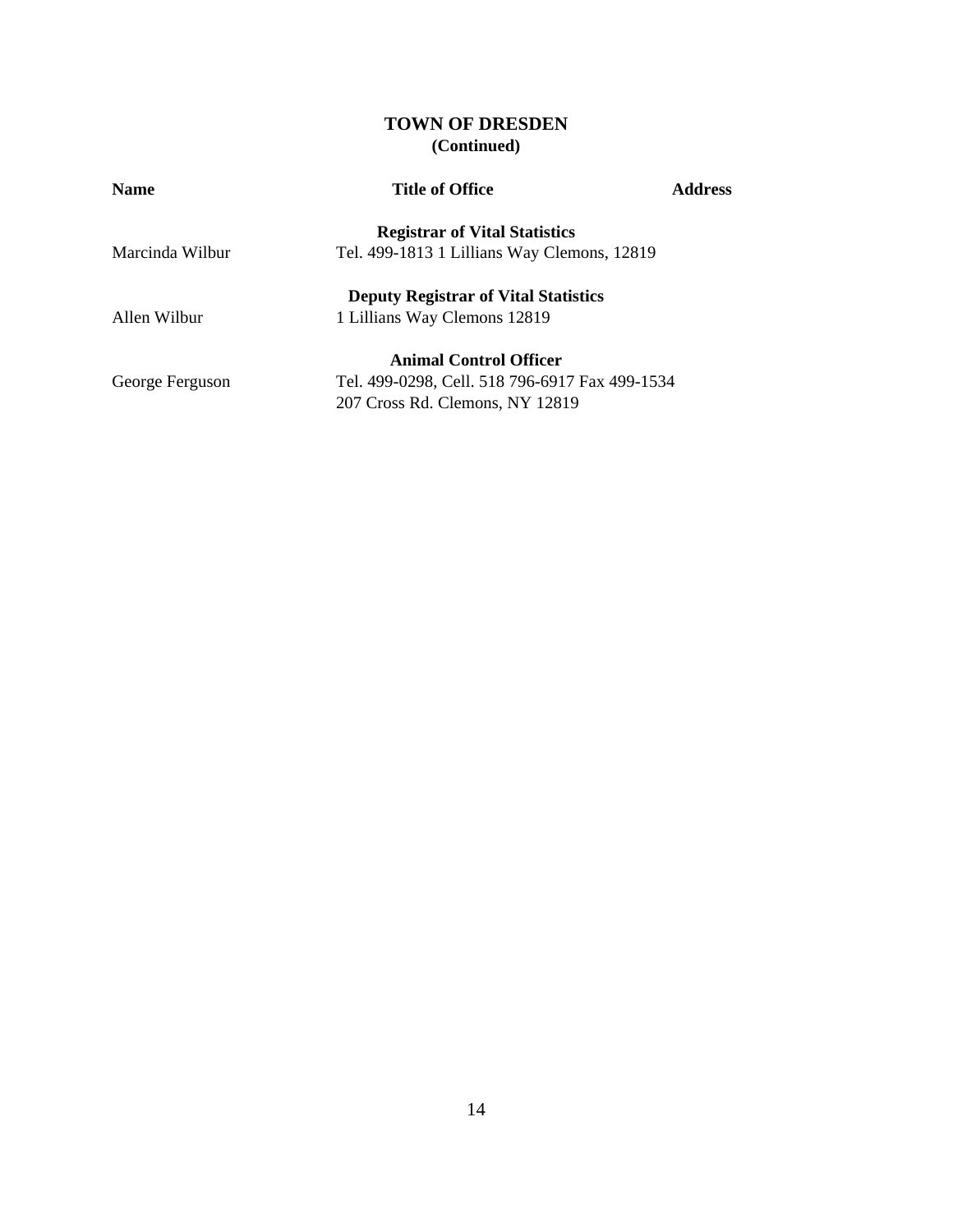## TOWN OF DRESDEN
**(Continued)**

| Name | Title of Office | Address |
|---|---|---|
| | **Registrar of Vital Statistics** | |
| Marcinda Wilbur | Tel. 499-1813 1 Lillians Way Clemons, 12819 | |
| | **Deputy Registrar of Vital Statistics** | |
| Allen Wilbur | 1 Lillians Way Clemons 12819 | |
| | **Animal Control Officer** | |
| George Ferguson | Tel. 499-0298, Cell. 518 796-6917 Fax 499-1534<br>207 Cross Rd. Clemons, NY 12819 | |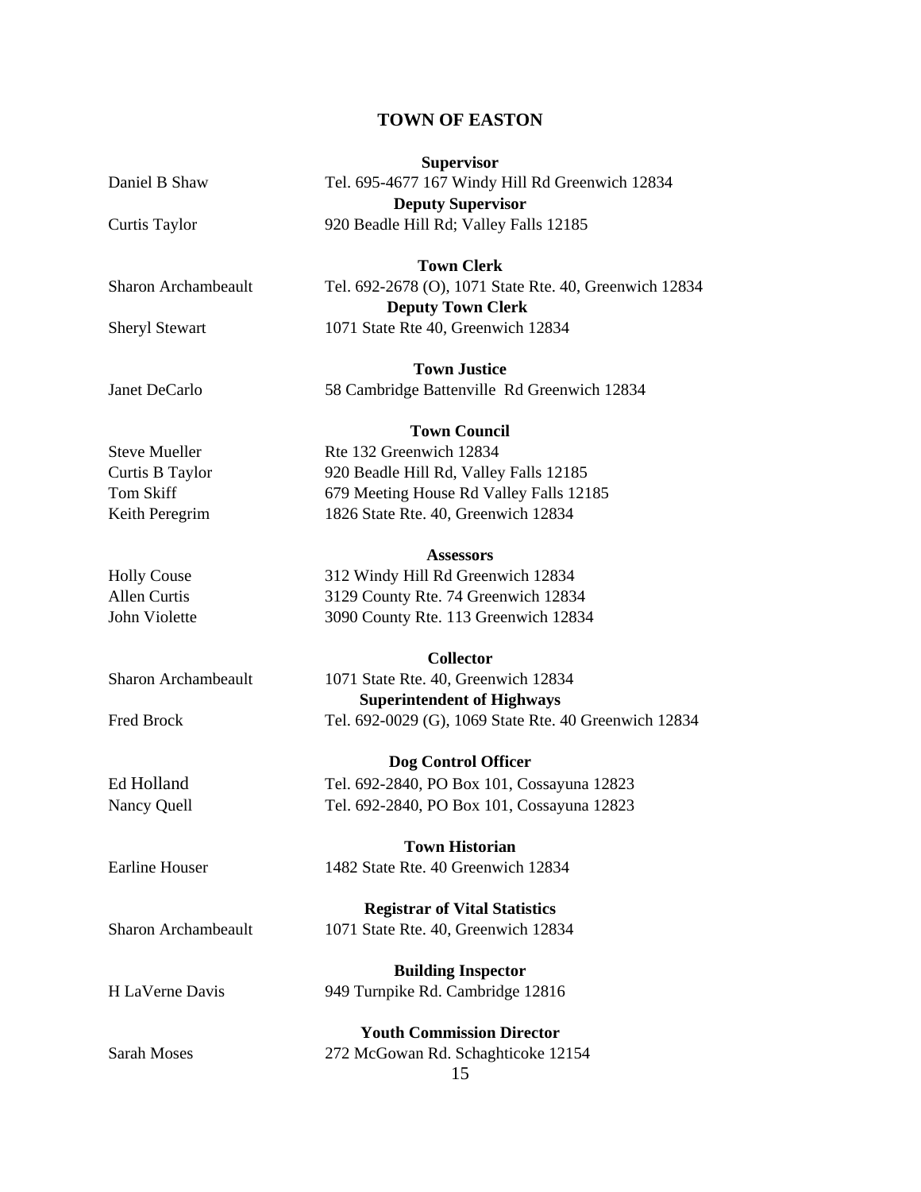# TOWN OF EASTON

**Supervisor**

Daniel B Shaw — Tel. 695-4677 167 Windy Hill Rd Greenwich 12834

**Deputy Supervisor**

Curtis Taylor — 920 Beadle Hill Rd; Valley Falls 12185

**Town Clerk**

Sharon Archambeault — Tel. 692-2678 (O), 1071 State Rte. 40, Greenwich 12834

**Deputy Town Clerk**

Sheryl Stewart — 1071 State Rte 40, Greenwich 12834

**Town Justice**

Janet DeCarlo — 58 Cambridge Battenville Rd Greenwich 12834

**Town Council**

Steve Mueller — Rte 132 Greenwich 12834
Curtis B Taylor — 920 Beadle Hill Rd, Valley Falls 12185
Tom Skiff — 679 Meeting House Rd Valley Falls 12185
Keith Peregrim — 1826 State Rte. 40, Greenwich 12834

**Assessors**

Holly Couse — 312 Windy Hill Rd Greenwich 12834
Allen Curtis — 3129 County Rte. 74 Greenwich 12834
John Violette — 3090 County Rte. 113 Greenwich 12834

**Collector**

Sharon Archambeault — 1071 State Rte. 40, Greenwich 12834

**Superintendent of Highways**

Fred Brock — Tel. 692-0029 (G), 1069 State Rte. 40 Greenwich 12834

**Dog Control Officer**

Ed Holland — Tel. 692-2840, PO Box 101, Cossayuna 12823
Nancy Quell — Tel. 692-2840, PO Box 101, Cossayuna 12823

**Town Historian**

Earline Houser — 1482 State Rte. 40 Greenwich 12834

**Registrar of Vital Statistics**

Sharon Archambeault — 1071 State Rte. 40, Greenwich 12834

**Building Inspector**

H LaVerne Davis — 949 Turnpike Rd. Cambridge 12816

**Youth Commission Director**

Sarah Moses — 272 McGowan Rd. Schaghticoke 12154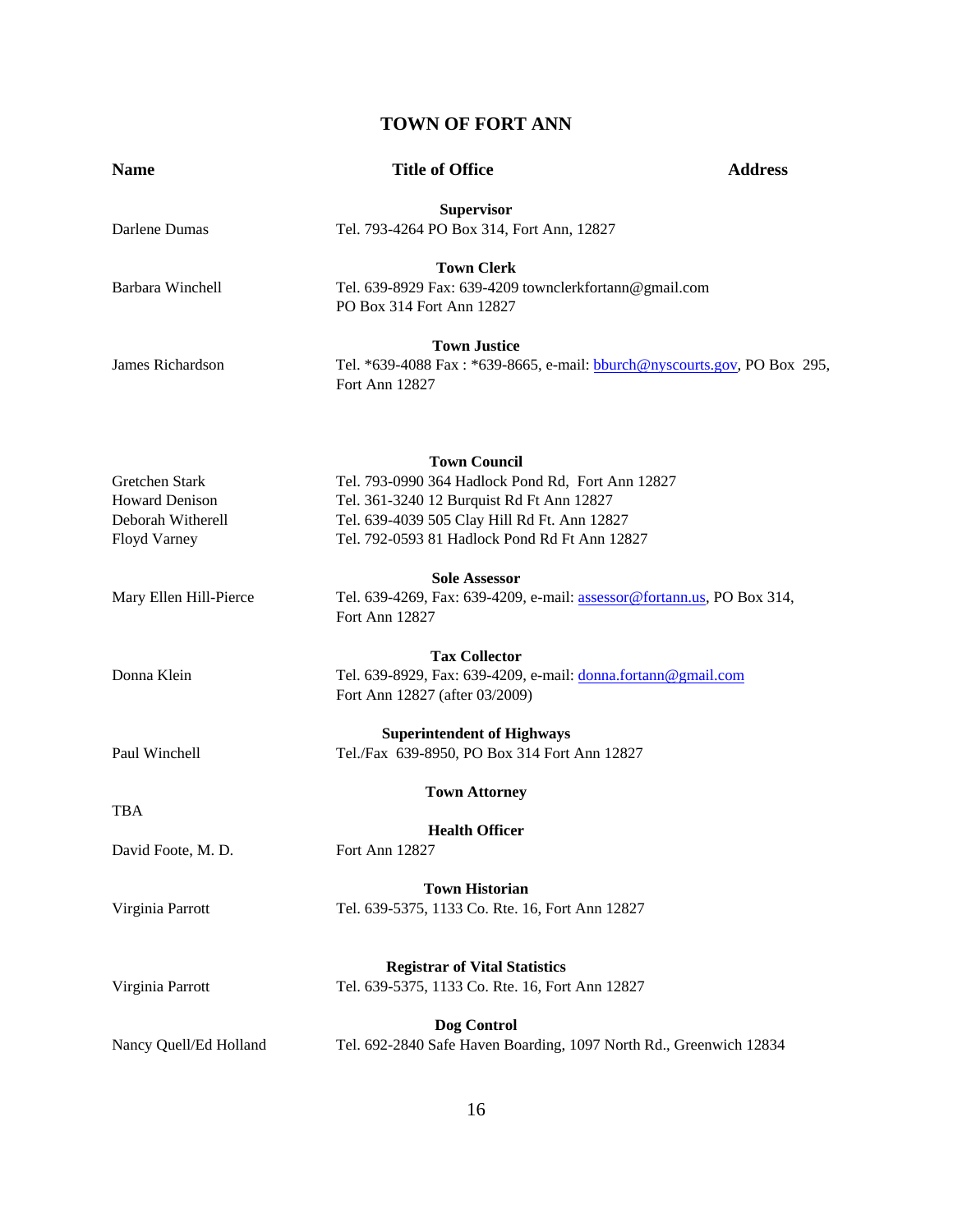# TOWN OF FORT ANN

| Name | Title of Office | Address |
|---|---|---|
| | **Supervisor** | |
| Darlene Dumas | Tel. 793-4264 PO Box 314, Fort Ann, 12827 | |
| | **Town Clerk** | |
| Barbara Winchell | Tel. 639-8929 Fax: 639-4209 townclerkfortann@gmail.com PO Box 314 Fort Ann 12827 | |
| | **Town Justice** | |
| James Richardson | Tel. *639-4088 Fax : *639-8665, e-mail: bburch@nyscourts.gov, PO Box 295, Fort Ann 12827 | |
| | **Town Council** | |
| Gretchen Stark | Tel. 793-0990 364 Hadlock Pond Rd, Fort Ann 12827 | |
| Howard Denison | Tel. 361-3240 12 Burquist Rd Ft Ann 12827 | |
| Deborah Witherell | Tel. 639-4039 505 Clay Hill Rd Ft. Ann 12827 | |
| Floyd Varney | Tel. 792-0593 81 Hadlock Pond Rd Ft Ann 12827 | |
| | **Sole Assessor** | |
| Mary Ellen Hill-Pierce | Tel. 639-4269, Fax: 639-4209, e-mail: assessor@fortann.us, PO Box 314, Fort Ann 12827 | |
| | **Tax Collector** | |
| Donna Klein | Tel. 639-8929, Fax: 639-4209, e-mail: donna.fortann@gmail.com Fort Ann 12827 (after 03/2009) | |
| | **Superintendent of Highways** | |
| Paul Winchell | Tel./Fax 639-8950, PO Box 314 Fort Ann 12827 | |
| | **Town Attorney** | |
| TBA | | |
| | **Health Officer** | |
| David Foote, M. D. | Fort Ann 12827 | |
| | **Town Historian** | |
| Virginia Parrott | Tel. 639-5375, 1133 Co. Rte. 16, Fort Ann 12827 | |
| | **Registrar of Vital Statistics** | |
| Virginia Parrott | Tel. 639-5375, 1133 Co. Rte. 16, Fort Ann 12827 | |
| | **Dog Control** | |
| Nancy Quell/Ed Holland | Tel. 692-2840 Safe Haven Boarding, 1097 North Rd., Greenwich 12834 | |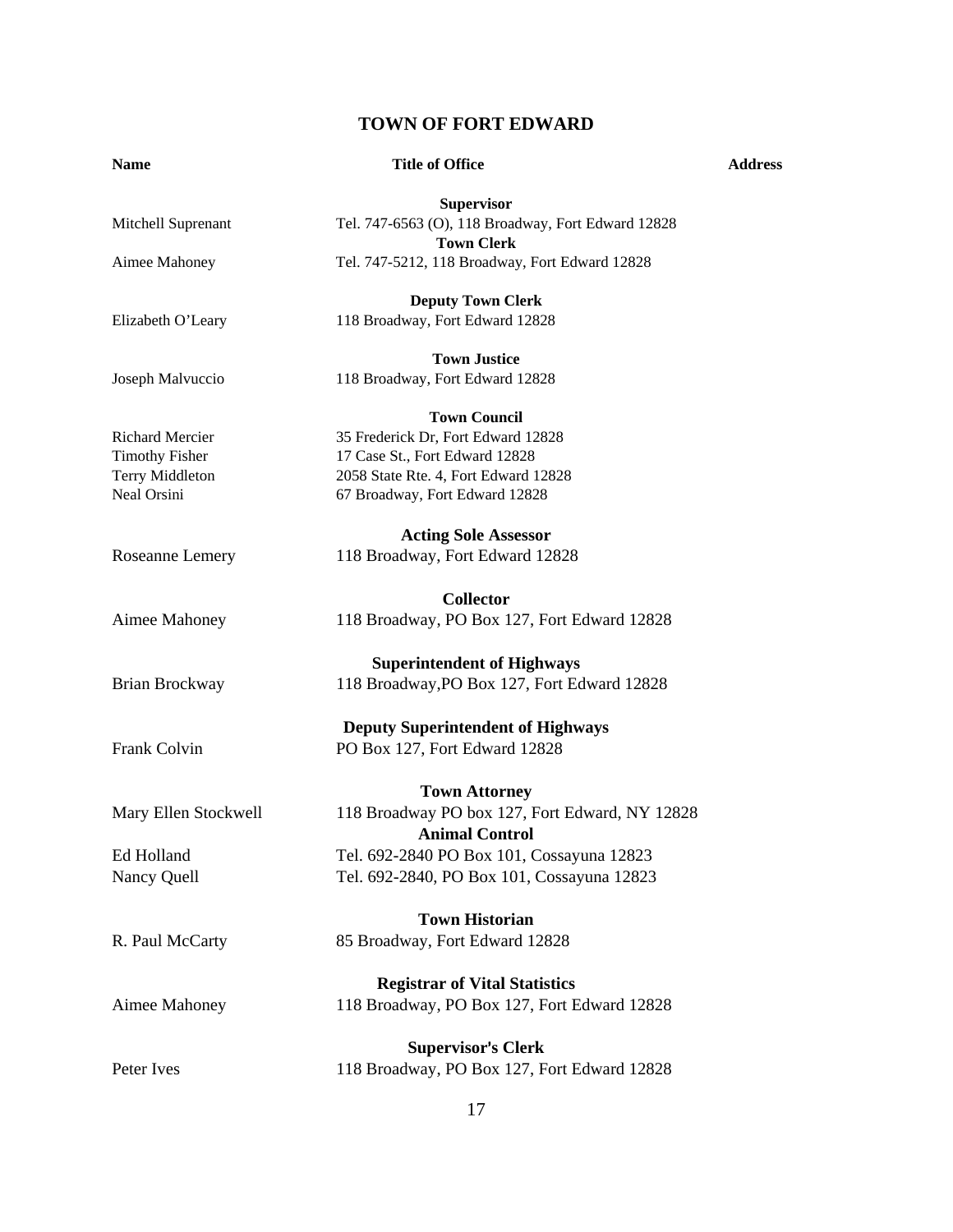# TOWN OF FORT EDWARD

| Name | Title of Office | Address |
|---|---|---|
| | **Supervisor** | |
| Mitchell Suprenant | Tel. 747-6563 (O), 118 Broadway, Fort Edward 12828 | |
| | **Town Clerk** | |
| Aimee Mahoney | Tel. 747-5212, 118 Broadway, Fort Edward 12828 | |
| | **Deputy Town Clerk** | |
| Elizabeth O'Leary | 118 Broadway, Fort Edward 12828 | |
| | **Town Justice** | |
| Joseph Malvuccio | 118 Broadway, Fort Edward 12828 | |
| | **Town Council** | |
| Richard Mercier | 35 Frederick Dr, Fort Edward 12828 | |
| Timothy Fisher | 17 Case St., Fort Edward 12828 | |
| Terry Middleton | 2058 State Rte. 4, Fort Edward 12828 | |
| Neal Orsini | 67 Broadway, Fort Edward 12828 | |
| | **Acting Sole Assessor** | |
| Roseanne Lemery | 118 Broadway, Fort Edward 12828 | |
| | **Collector** | |
| Aimee Mahoney | 118 Broadway, PO Box 127, Fort Edward 12828 | |
| | **Superintendent of Highways** | |
| Brian Brockway | 118 Broadway,PO Box 127, Fort Edward 12828 | |
| | **Deputy Superintendent of Highways** | |
| Frank Colvin | PO Box 127, Fort Edward 12828 | |
| | **Town Attorney** | |
| Mary Ellen Stockwell | 118 Broadway PO box 127, Fort Edward, NY 12828 | |
| | **Animal Control** | |
| Ed Holland | Tel. 692-2840 PO Box 101, Cossayuna 12823 | |
| Nancy Quell | Tel. 692-2840, PO Box 101, Cossayuna 12823 | |
| | **Town Historian** | |
| R. Paul McCarty | 85 Broadway, Fort Edward 12828 | |
| | **Registrar of Vital Statistics** | |
| Aimee Mahoney | 118 Broadway, PO Box 127, Fort Edward 12828 | |
| | **Supervisor's Clerk** | |
| Peter Ives | 118 Broadway, PO Box 127, Fort Edward 12828 | |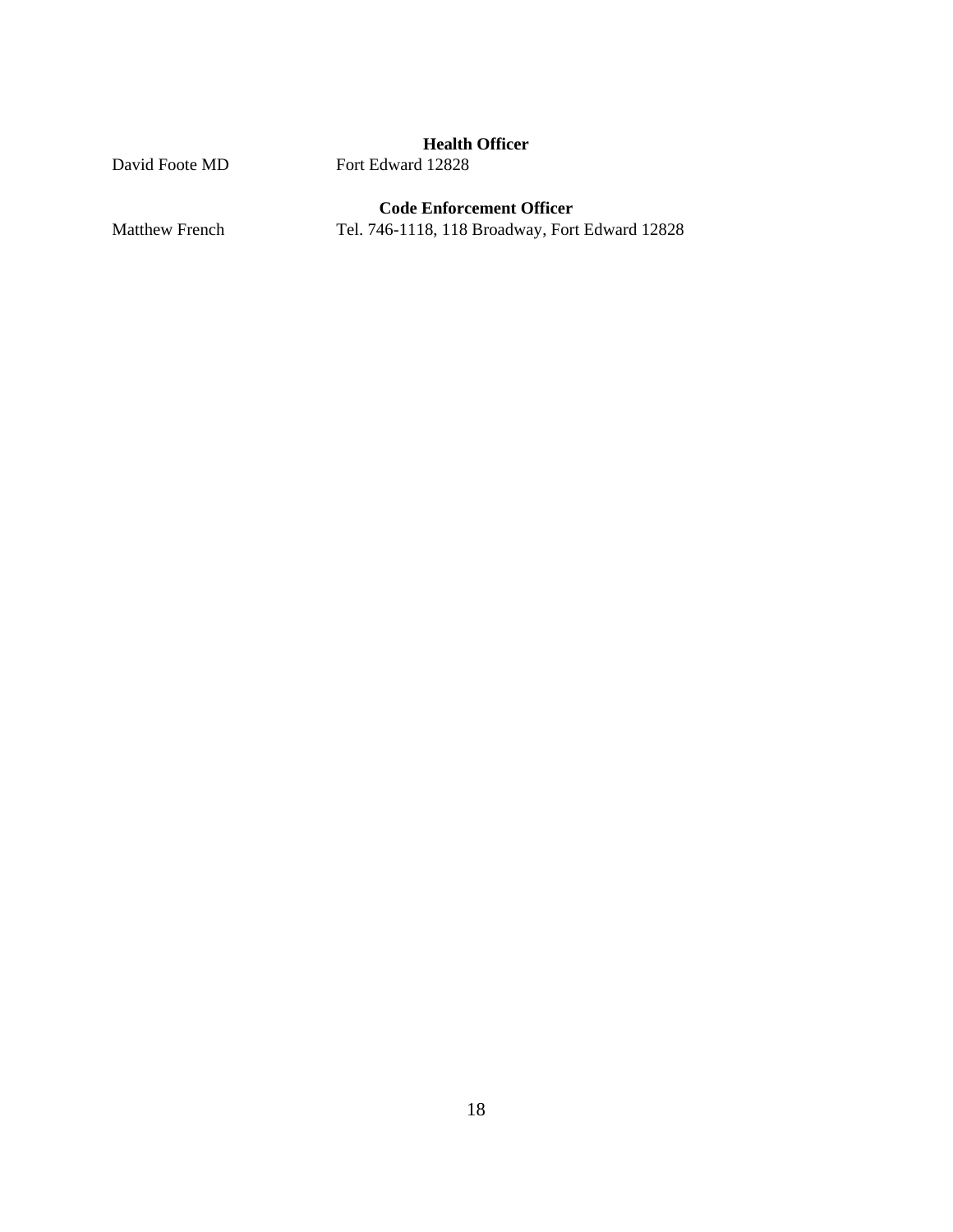**Health Officer**

David Foote MD Fort Edward 12828

**Code Enforcement Officer**

Matthew French Tel. 746-1118, 118 Broadway, Fort Edward 12828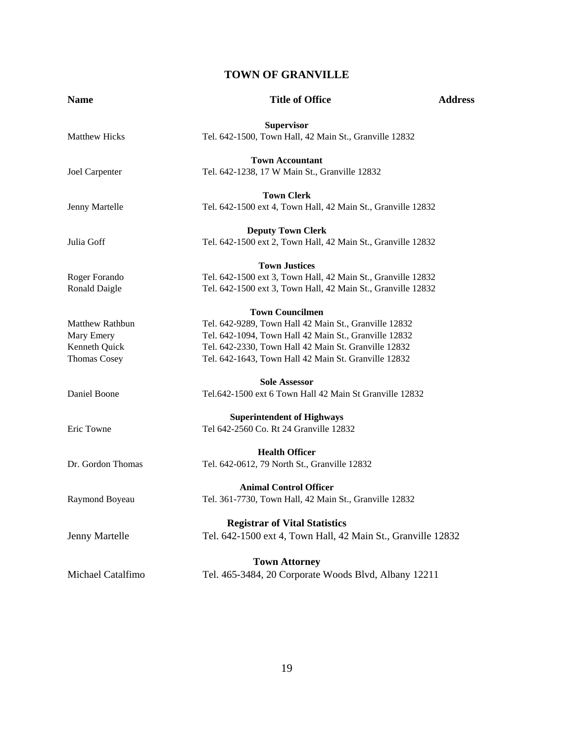## TOWN OF GRANVILLE

| Name | Title of Office | Address |
|---|---|---|
| | **Supervisor** | |
| Matthew Hicks | Tel. 642-1500, Town Hall, 42 Main St., Granville 12832 | |
| | **Town Accountant** | |
| Joel Carpenter | Tel. 642-1238, 17 W Main St., Granville 12832 | |
| | **Town Clerk** | |
| Jenny Martelle | Tel. 642-1500 ext 4, Town Hall, 42 Main St., Granville 12832 | |
| | **Deputy Town Clerk** | |
| Julia Goff | Tel. 642-1500 ext 2, Town Hall, 42 Main St., Granville 12832 | |
| | **Town Justices** | |
| Roger Forando | Tel. 642-1500 ext 3, Town Hall, 42 Main St., Granville 12832 | |
| Ronald Daigle | Tel. 642-1500 ext 3, Town Hall, 42 Main St., Granville 12832 | |
| | **Town Councilmen** | |
| Matthew Rathbun | Tel. 642-9289, Town Hall 42 Main St., Granville 12832 | |
| Mary Emery | Tel. 642-1094, Town Hall 42 Main St., Granville 12832 | |
| Kenneth Quick | Tel. 642-2330, Town Hall 42 Main St. Granville 12832 | |
| Thomas Cosey | Tel. 642-1643, Town Hall 42 Main St. Granville 12832 | |
| | **Sole Assessor** | |
| Daniel Boone | Tel.642-1500 ext 6 Town Hall 42 Main St Granville 12832 | |
| | **Superintendent of Highways** | |
| Eric Towne | Tel 642-2560 Co. Rt 24 Granville 12832 | |
| | **Health Officer** | |
| Dr. Gordon Thomas | Tel. 642-0612, 79 North St., Granville 12832 | |
| | **Animal Control Officer** | |
| Raymond Boyeau | Tel. 361-7730, Town Hall, 42 Main St., Granville 12832 | |
| | **Registrar of Vital Statistics** | |
| Jenny Martelle | Tel. 642-1500 ext 4, Town Hall, 42 Main St., Granville 12832 | |
| | **Town Attorney** | |
| Michael Catalfimo | Tel. 465-3484, 20 Corporate Woods Blvd, Albany 12211 | |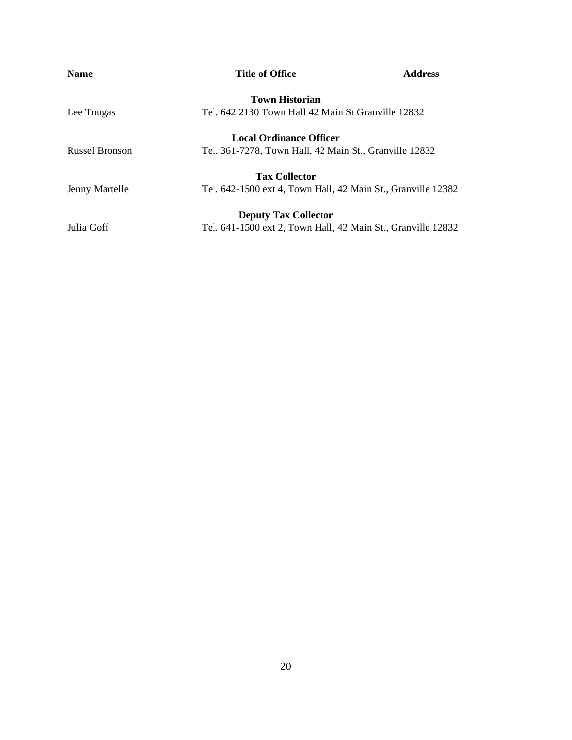| Name | Title of Office | Address |
|---|---|---|
| | **Town Historian** | |
| Lee Tougas | Tel. 642 2130 Town Hall 42 Main St Granville 12832 | |
| | **Local Ordinance Officer** | |
| Russel Bronson | Tel. 361-7278, Town Hall, 42 Main St., Granville 12832 | |
| | **Tax Collector** | |
| Jenny Martelle | Tel. 642-1500 ext 4, Town Hall, 42 Main St., Granville 12382 | |
| | **Deputy Tax Collector** | |
| Julia Goff | Tel. 641-1500 ext 2, Town Hall, 42 Main St., Granville 12832 | |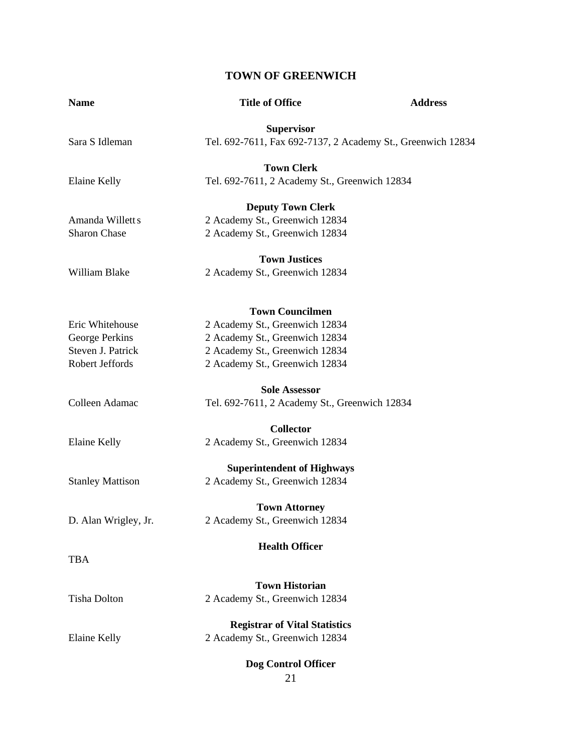# TOWN OF GREENWICH

| Name | Title of Office | Address |
| --- | --- | --- |
| | **Supervisor** | |
| Sara S Idleman | Tel. 692-7611, Fax 692-7137, 2 Academy St., Greenwich 12834 | |
| | **Town Clerk** | |
| Elaine Kelly | Tel. 692-7611, 2 Academy St., Greenwich 12834 | |
| | **Deputy Town Clerk** | |
| Amanda Willetts | 2 Academy St., Greenwich 12834 | |
| Sharon Chase | 2 Academy St., Greenwich 12834 | |
| | **Town Justices** | |
| William Blake | 2 Academy St., Greenwich 12834 | |
| | **Town Councilmen** | |
| Eric Whitehouse | 2 Academy St., Greenwich 12834 | |
| George Perkins | 2 Academy St., Greenwich 12834 | |
| Steven J. Patrick | 2 Academy St., Greenwich 12834 | |
| Robert Jeffords | 2 Academy St., Greenwich 12834 | |
| | **Sole Assessor** | |
| Colleen Adamac | Tel. 692-7611, 2 Academy St., Greenwich 12834 | |
| | **Collector** | |
| Elaine Kelly | 2 Academy St., Greenwich 12834 | |
| | **Superintendent of Highways** | |
| Stanley Mattison | 2 Academy St., Greenwich 12834 | |
| | **Town Attorney** | |
| D. Alan Wrigley, Jr. | 2 Academy St., Greenwich 12834 | |
| | **Health Officer** | |
| TBA | | |
| | **Town Historian** | |
| Tisha Dolton | 2 Academy St., Greenwich 12834 | |
| | **Registrar of Vital Statistics** | |
| Elaine Kelly | 2 Academy St., Greenwich 12834 | |
| | **Dog Control Officer** | |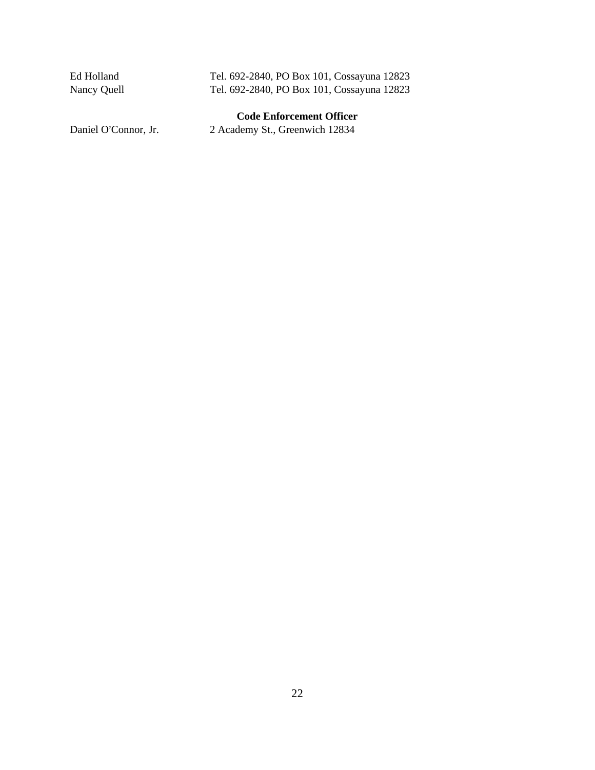Ed Holland Tel. 692-2840, PO Box 101, Cossayuna 12823
Nancy Quell Tel. 692-2840, PO Box 101, Cossayuna 12823

**Code Enforcement Officer**

Daniel O'Connor, Jr. 2 Academy St., Greenwich 12834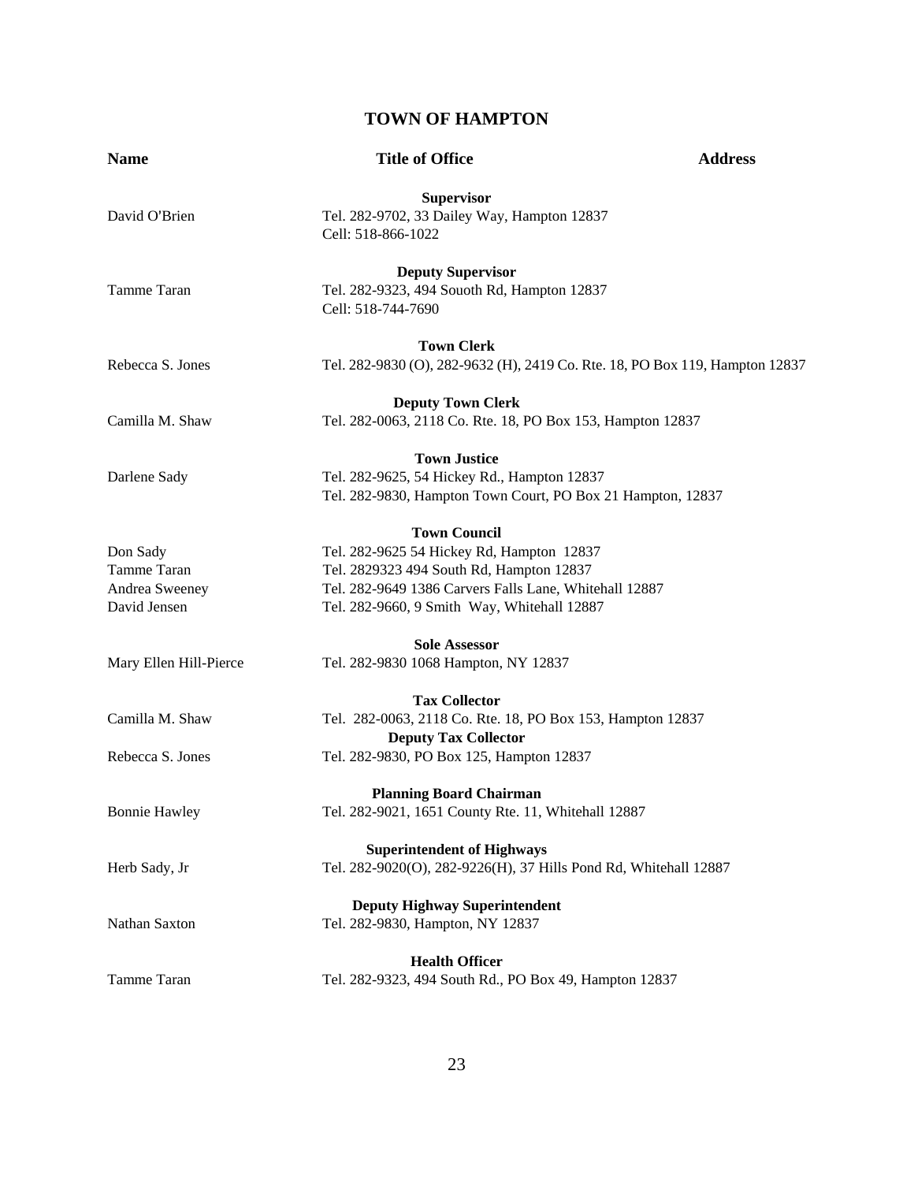## TOWN OF HAMPTON

| Name | Title of Office | Address |
|---|---|---|
| | **Supervisor** | |
| David O'Brien | Tel. 282-9702, 33 Dailey Way, Hampton 12837 | |
| | Cell: 518-866-1022 | |
| | **Deputy Supervisor** | |
| Tamme Taran | Tel. 282-9323, 494 Souoth Rd, Hampton 12837 | |
| | Cell: 518-744-7690 | |
| | **Town Clerk** | |
| Rebecca S. Jones | Tel. 282-9830 (O), 282-9632 (H), 2419 Co. Rte. 18, PO Box 119, Hampton 12837 | |
| | **Deputy Town Clerk** | |
| Camilla M. Shaw | Tel. 282-0063, 2118 Co. Rte. 18, PO Box 153, Hampton 12837 | |
| | **Town Justice** | |
| Darlene Sady | Tel. 282-9625, 54 Hickey Rd., Hampton 12837 | |
| | Tel. 282-9830, Hampton Town Court, PO Box 21 Hampton, 12837 | |
| | **Town Council** | |
| Don Sady | Tel. 282-9625 54 Hickey Rd, Hampton 12837 | |
| Tamme Taran | Tel. 2829323 494 South Rd, Hampton 12837 | |
| Andrea Sweeney | Tel. 282-9649 1386 Carvers Falls Lane, Whitehall 12887 | |
| David Jensen | Tel. 282-9660, 9 Smith Way, Whitehall 12887 | |
| | **Sole Assessor** | |
| Mary Ellen Hill-Pierce | Tel. 282-9830 1068 Hampton, NY 12837 | |
| | **Tax Collector** | |
| Camilla M. Shaw | Tel. 282-0063, 2118 Co. Rte. 18, PO Box 153, Hampton 12837 | |
| | **Deputy Tax Collector** | |
| Rebecca S. Jones | Tel. 282-9830, PO Box 125, Hampton 12837 | |
| | **Planning Board Chairman** | |
| Bonnie Hawley | Tel. 282-9021, 1651 County Rte. 11, Whitehall 12887 | |
| | **Superintendent of Highways** | |
| Herb Sady, Jr | Tel. 282-9020(O), 282-9226(H), 37 Hills Pond Rd, Whitehall 12887 | |
| | **Deputy Highway Superintendent** | |
| Nathan Saxton | Tel. 282-9830, Hampton, NY 12837 | |
| | **Health Officer** | |
| Tamme Taran | Tel. 282-9323, 494 South Rd., PO Box 49, Hampton 12837 | |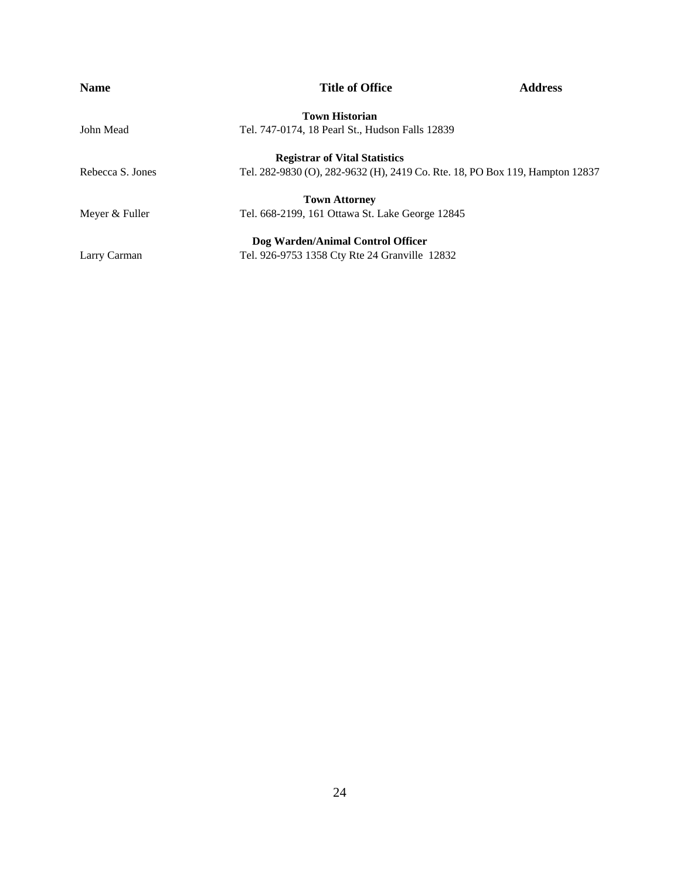| Name | Title of Office | Address |
|---|---|---|
| | **Town Historian** | |
| John Mead | Tel. 747-0174, 18 Pearl St., Hudson Falls 12839 | |
| | **Registrar of Vital Statistics** | |
| Rebecca S. Jones | Tel. 282-9830 (O), 282-9632 (H), 2419 Co. Rte. 18, PO Box 119, Hampton 12837 | |
| | **Town Attorney** | |
| Meyer & Fuller | Tel. 668-2199, 161 Ottawa St. Lake George 12845 | |
| | **Dog Warden/Animal Control Officer** | |
| Larry Carman | Tel. 926-9753 1358 Cty Rte 24 Granville 12832 | |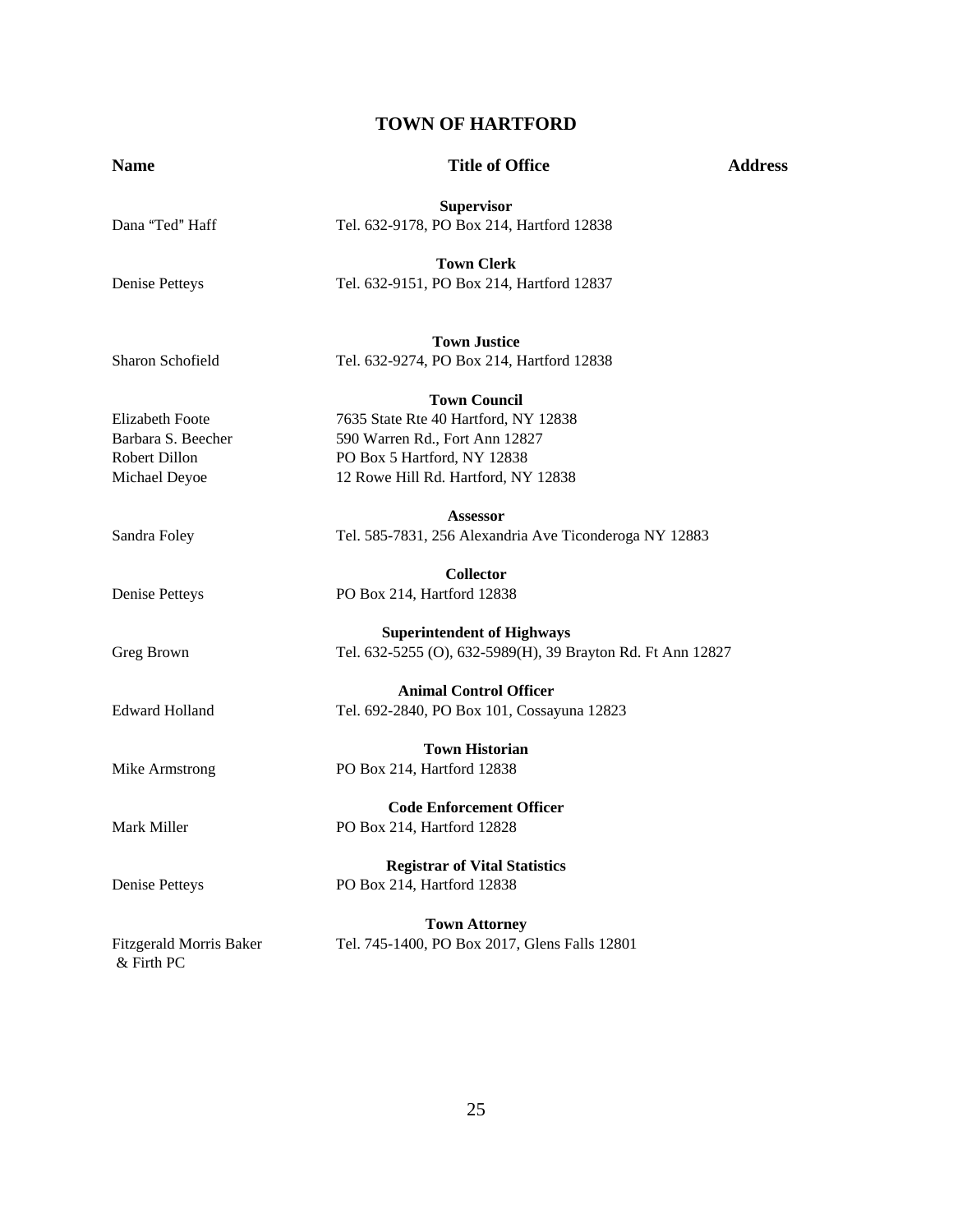# TOWN OF HARTFORD

| Name | Title of Office | Address |
|---|---|---|
| | **Supervisor** | |
| Dana "Ted" Haff | Tel. 632-9178, PO Box 214, Hartford 12838 | |
| | **Town Clerk** | |
| Denise Petteys | Tel. 632-9151, PO Box 214, Hartford 12837 | |
| | **Town Justice** | |
| Sharon Schofield | Tel. 632-9274, PO Box 214, Hartford 12838 | |
| | **Town Council** | |
| Elizabeth Foote | 7635 State Rte 40 Hartford, NY 12838 | |
| Barbara S. Beecher | 590 Warren Rd., Fort Ann 12827 | |
| Robert Dillon | PO Box 5 Hartford, NY 12838 | |
| Michael Deyoe | 12 Rowe Hill Rd. Hartford, NY 12838 | |
| | **Assessor** | |
| Sandra Foley | Tel. 585-7831, 256 Alexandria Ave Ticonderoga NY 12883 | |
| | **Collector** | |
| Denise Petteys | PO Box 214, Hartford 12838 | |
| | **Superintendent of Highways** | |
| Greg Brown | Tel. 632-5255 (O), 632-5989(H), 39 Brayton Rd. Ft Ann 12827 | |
| | **Animal Control Officer** | |
| Edward Holland | Tel. 692-2840, PO Box 101, Cossayuna 12823 | |
| | **Town Historian** | |
| Mike Armstrong | PO Box 214, Hartford 12838 | |
| | **Code Enforcement Officer** | |
| Mark Miller | PO Box 214, Hartford 12828 | |
| | **Registrar of Vital Statistics** | |
| Denise Petteys | PO Box 214, Hartford 12838 | |
| | **Town Attorney** | |
| Fitzgerald Morris Baker & Firth PC | Tel. 745-1400, PO Box 2017, Glens Falls 12801 | |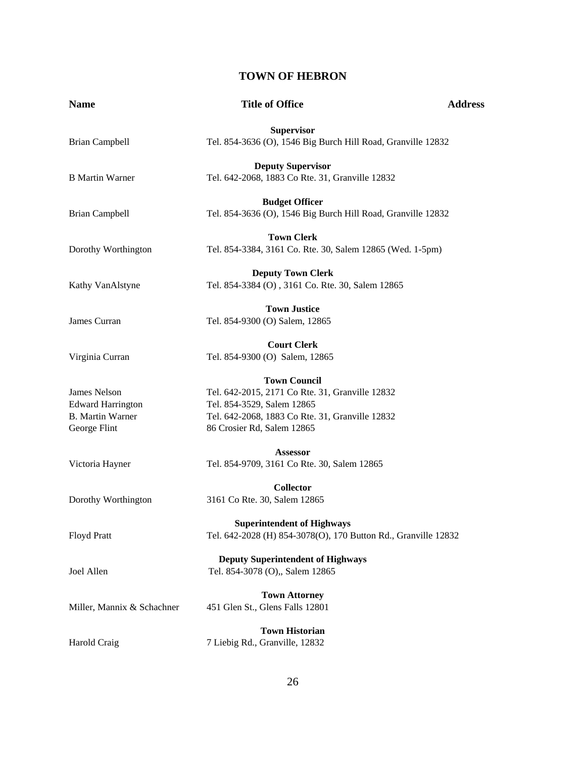## TOWN OF HEBRON

| Name | Title of Office | Address |
|---|---|---|
| | **Supervisor** | |
| Brian Campbell | Tel. 854-3636 (O), 1546 Big Burch Hill Road, Granville 12832 | |
| | **Deputy Supervisor** | |
| B Martin Warner | Tel. 642-2068, 1883 Co Rte. 31, Granville 12832 | |
| | **Budget Officer** | |
| Brian Campbell | Tel. 854-3636 (O), 1546 Big Burch Hill Road, Granville 12832 | |
| | **Town Clerk** | |
| Dorothy Worthington | Tel. 854-3384, 3161 Co. Rte. 30, Salem 12865 (Wed. 1-5pm) | |
| | **Deputy Town Clerk** | |
| Kathy VanAlstyne | Tel. 854-3384 (O) , 3161 Co. Rte. 30, Salem 12865 | |
| | **Town Justice** | |
| James Curran | Tel. 854-9300 (O) Salem, 12865 | |
| | **Court Clerk** | |
| Virginia Curran | Tel. 854-9300 (O) Salem, 12865 | |
| | **Town Council** | |
| James Nelson | Tel. 642-2015, 2171 Co Rte. 31, Granville 12832 | |
| Edward Harrington | Tel. 854-3529, Salem 12865 | |
| B. Martin Warner | Tel. 642-2068, 1883 Co Rte. 31, Granville 12832 | |
| George Flint | 86 Crosier Rd, Salem 12865 | |
| | **Assessor** | |
| Victoria Hayner | Tel. 854-9709, 3161 Co Rte. 30, Salem 12865 | |
| | **Collector** | |
| Dorothy Worthington | 3161 Co Rte. 30, Salem 12865 | |
| | **Superintendent of Highways** | |
| Floyd Pratt | Tel. 642-2028 (H) 854-3078(O), 170 Button Rd., Granville 12832 | |
| | **Deputy Superintendent of Highways** | |
| Joel Allen | Tel. 854-3078 (O),, Salem 12865 | |
| | **Town Attorney** | |
| Miller, Mannix & Schachner | 451 Glen St., Glens Falls 12801 | |
| | **Town Historian** | |
| Harold Craig | 7 Liebig Rd., Granville, 12832 | |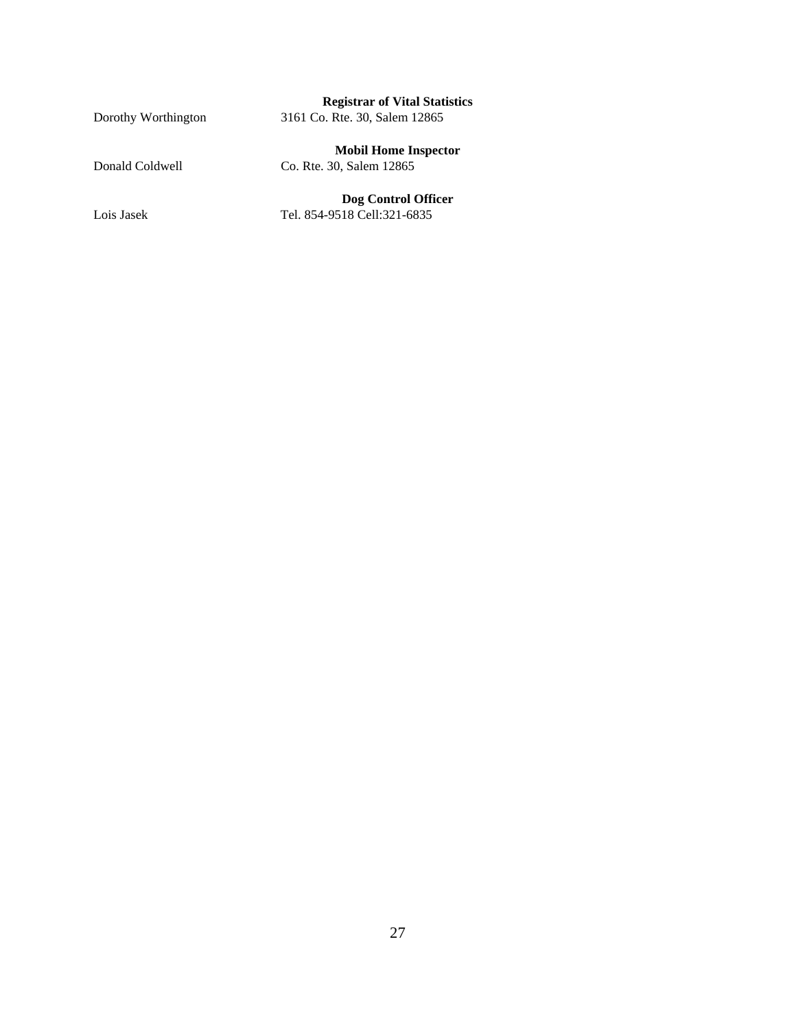**Registrar of Vital Statistics**

Dorothy Worthington 3161 Co. Rte. 30, Salem 12865

**Mobil Home Inspector**

Donald Coldwell Co. Rte. 30, Salem 12865

**Dog Control Officer**

Lois Jasek Tel. 854-9518 Cell:321-6835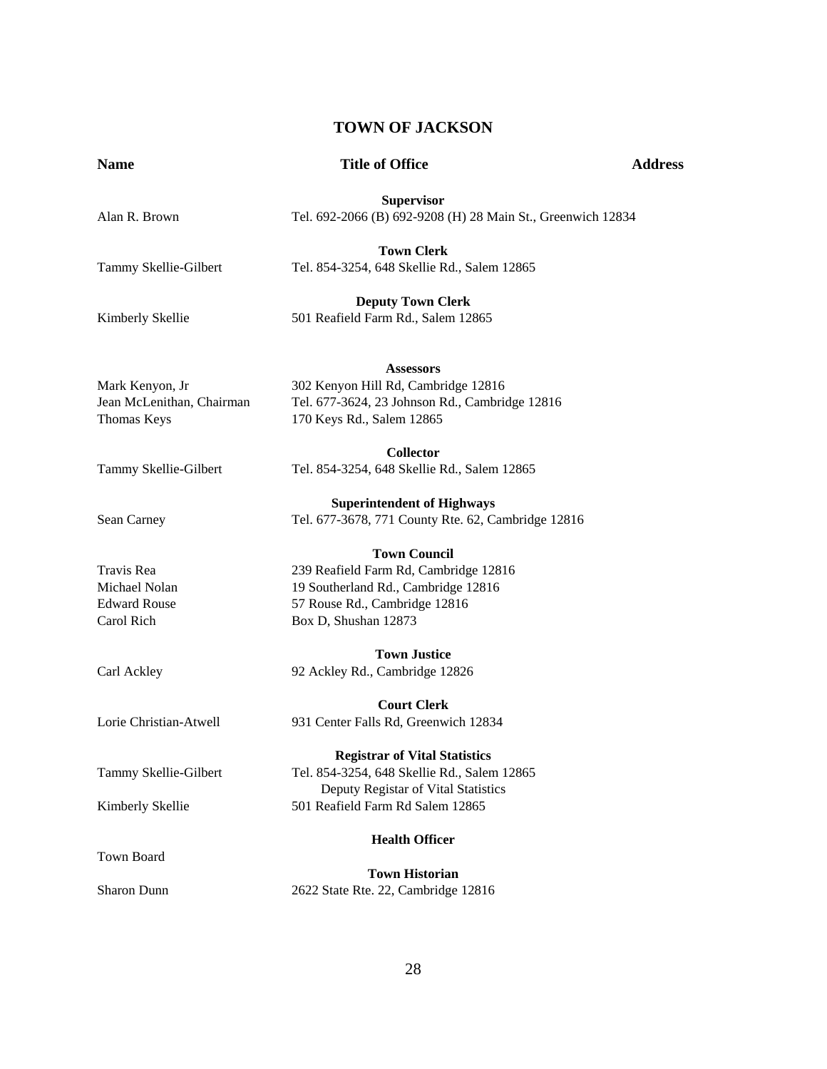## TOWN OF JACKSON

| Name | Title of Office | Address |
|---|---|---|
| | **Supervisor** | |
| Alan R. Brown | Tel. 692-2066 (B) 692-9208 (H) 28 Main St., Greenwich 12834 | |
| | **Town Clerk** | |
| Tammy Skellie-Gilbert | Tel. 854-3254, 648 Skellie Rd., Salem 12865 | |
| | **Deputy Town Clerk** | |
| Kimberly Skellie | 501 Reafield Farm Rd., Salem 12865 | |
| | **Assessors** | |
| Mark Kenyon, Jr | 302 Kenyon Hill Rd, Cambridge 12816 | |
| Jean McLenithan, Chairman | Tel. 677-3624, 23 Johnson Rd., Cambridge 12816 | |
| Thomas Keys | 170 Keys Rd., Salem 12865 | |
| | **Collector** | |
| Tammy Skellie-Gilbert | Tel. 854-3254, 648 Skellie Rd., Salem 12865 | |
| | **Superintendent of Highways** | |
| Sean Carney | Tel. 677-3678, 771 County Rte. 62, Cambridge 12816 | |
| | **Town Council** | |
| Travis Rea | 239 Reafield Farm Rd, Cambridge 12816 | |
| Michael Nolan | 19 Southerland Rd., Cambridge 12816 | |
| Edward Rouse | 57 Rouse Rd., Cambridge 12816 | |
| Carol Rich | Box D, Shushan 12873 | |
| | **Town Justice** | |
| Carl Ackley | 92 Ackley Rd., Cambridge 12826 | |
| | **Court Clerk** | |
| Lorie Christian-Atwell | 931 Center Falls Rd, Greenwich 12834 | |
| | **Registrar of Vital Statistics** | |
| Tammy Skellie-Gilbert | Tel. 854-3254, 648 Skellie Rd., Salem 12865 | |
| | Deputy Registar of Vital Statistics | |
| Kimberly Skellie | 501 Reafield Farm Rd Salem 12865 | |
| | **Health Officer** | |
| Town Board | | |
| | **Town Historian** | |
| Sharon Dunn | 2622 State Rte. 22, Cambridge 12816 | |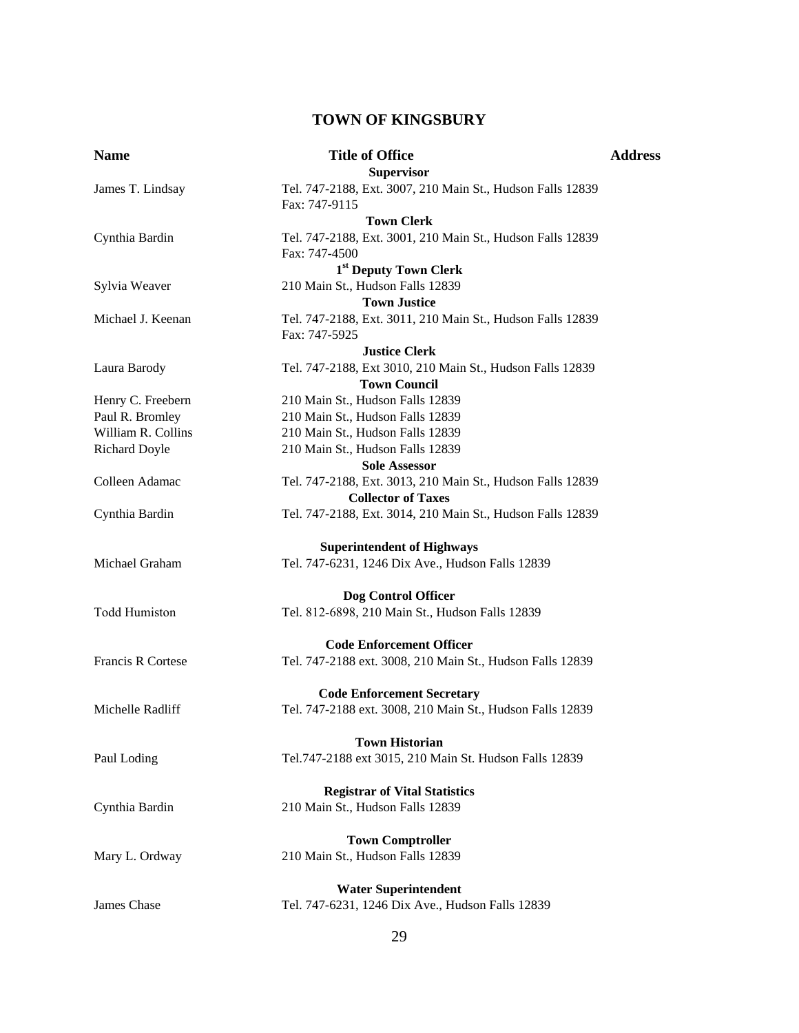# TOWN OF KINGSBURY

| Name | Title of Office | Address |
|---|---|---|
| | **Supervisor** | |
| James T. Lindsay | Tel. 747-2188, Ext. 3007, 210 Main St., Hudson Falls 12839 Fax: 747-9115 | |
| | **Town Clerk** | |
| Cynthia Bardin | Tel. 747-2188, Ext. 3001, 210 Main St., Hudson Falls 12839 Fax: 747-4500 | |
| | **1st Deputy Town Clerk** | |
| Sylvia Weaver | 210 Main St., Hudson Falls 12839 | |
| | **Town Justice** | |
| Michael J. Keenan | Tel. 747-2188, Ext. 3011, 210 Main St., Hudson Falls 12839 Fax: 747-5925 | |
| | **Justice Clerk** | |
| Laura Barody | Tel. 747-2188, Ext 3010, 210 Main St., Hudson Falls 12839 | |
| | **Town Council** | |
| Henry C. Freebern | 210 Main St., Hudson Falls 12839 | |
| Paul R. Bromley | 210 Main St., Hudson Falls 12839 | |
| William R. Collins | 210 Main St., Hudson Falls 12839 | |
| Richard Doyle | 210 Main St., Hudson Falls 12839 | |
| | **Sole Assessor** | |
| Colleen Adamac | Tel. 747-2188, Ext. 3013, 210 Main St., Hudson Falls 12839 | |
| | **Collector of Taxes** | |
| Cynthia Bardin | Tel. 747-2188, Ext. 3014, 210 Main St., Hudson Falls 12839 | |
| | **Superintendent of Highways** | |
| Michael Graham | Tel. 747-6231, 1246 Dix Ave., Hudson Falls 12839 | |
| | **Dog Control Officer** | |
| Todd Humiston | Tel. 812-6898, 210 Main St., Hudson Falls 12839 | |
| | **Code Enforcement Officer** | |
| Francis R Cortese | Tel. 747-2188 ext. 3008, 210 Main St., Hudson Falls 12839 | |
| | **Code Enforcement Secretary** | |
| Michelle Radliff | Tel. 747-2188 ext. 3008, 210 Main St., Hudson Falls 12839 | |
| | **Town Historian** | |
| Paul Loding | Tel.747-2188 ext 3015, 210 Main St. Hudson Falls 12839 | |
| | **Registrar of Vital Statistics** | |
| Cynthia Bardin | 210 Main St., Hudson Falls 12839 | |
| | **Town Comptroller** | |
| Mary L. Ordway | 210 Main St., Hudson Falls 12839 | |
| | **Water Superintendent** | |
| James Chase | Tel. 747-6231, 1246 Dix Ave., Hudson Falls 12839 | |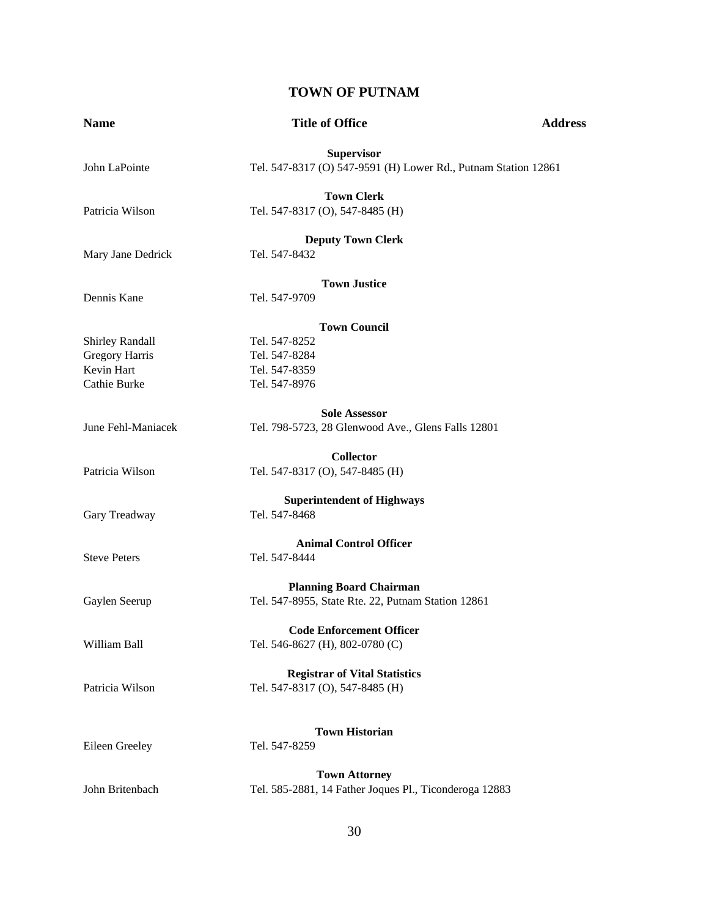# TOWN OF PUTNAM

| Name | Title of Office | Address |
|---|---|---|
| | **Supervisor** | |
| John LaPointe | Tel. 547-8317 (O) 547-9591 (H) Lower Rd., Putnam Station 12861 | |
| | **Town Clerk** | |
| Patricia Wilson | Tel. 547-8317 (O), 547-8485 (H) | |
| | **Deputy Town Clerk** | |
| Mary Jane Dedrick | Tel. 547-8432 | |
| | **Town Justice** | |
| Dennis Kane | Tel. 547-9709 | |
| | **Town Council** | |
| Shirley Randall | Tel. 547-8252 | |
| Gregory Harris | Tel. 547-8284 | |
| Kevin Hart | Tel. 547-8359 | |
| Cathie Burke | Tel. 547-8976 | |
| | **Sole Assessor** | |
| June Fehl-Maniacek | Tel. 798-5723, 28 Glenwood Ave., Glens Falls 12801 | |
| | **Collector** | |
| Patricia Wilson | Tel. 547-8317 (O), 547-8485 (H) | |
| | **Superintendent of Highways** | |
| Gary Treadway | Tel. 547-8468 | |
| | **Animal Control Officer** | |
| Steve Peters | Tel. 547-8444 | |
| | **Planning Board Chairman** | |
| Gaylen Seerup | Tel. 547-8955, State Rte. 22, Putnam Station 12861 | |
| | **Code Enforcement Officer** | |
| William Ball | Tel. 546-8627 (H), 802-0780 (C) | |
| | **Registrar of Vital Statistics** | |
| Patricia Wilson | Tel. 547-8317 (O), 547-8485 (H) | |
| | **Town Historian** | |
| Eileen Greeley | Tel. 547-8259 | |
| | **Town Attorney** | |
| John Britenbach | Tel. 585-2881, 14 Father Joques Pl., Ticonderoga 12883 | |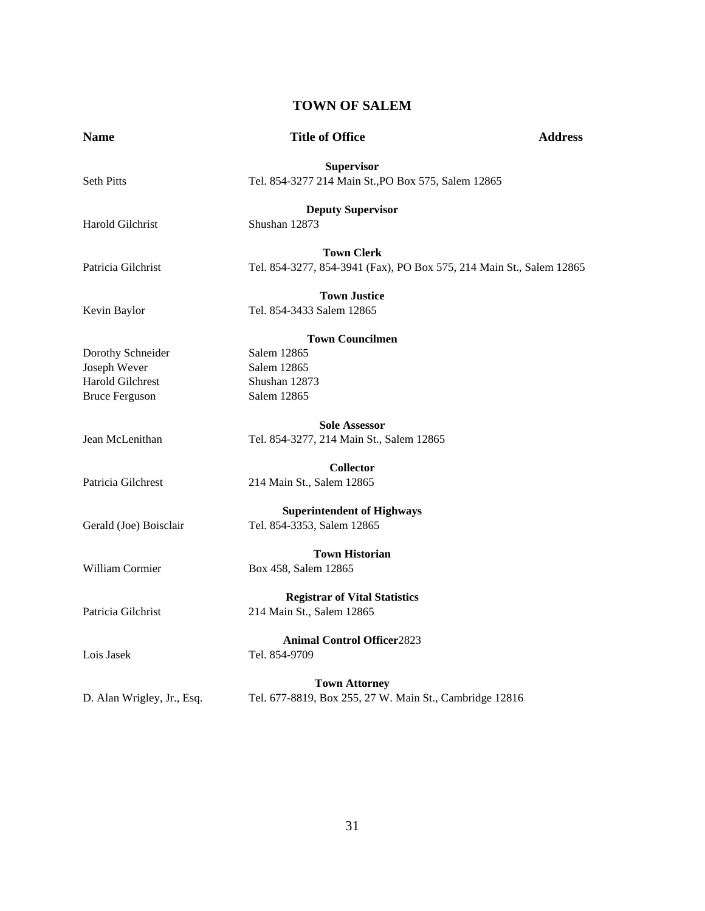# TOWN OF SALEM

| Name | Title of Office | Address |
|---|---|---|
| | **Supervisor** | |
| Seth Pitts | Tel. 854-3277 214 Main St.,PO Box 575, Salem 12865 | |
| | **Deputy Supervisor** | |
| Harold Gilchrist | Shushan 12873 | |
| | **Town Clerk** | |
| Patricia Gilchrist | Tel. 854-3277, 854-3941 (Fax), PO Box 575, 214 Main St., Salem 12865 | |
| | **Town Justice** | |
| Kevin Baylor | Tel. 854-3433 Salem 12865 | |
| | **Town Councilmen** | |
| Dorothy Schneider | Salem 12865 | |
| Joseph Wever | Salem 12865 | |
| Harold Gilchrest | Shushan 12873 | |
| Bruce Ferguson | Salem 12865 | |
| | **Sole Assessor** | |
| Jean McLenithan | Tel. 854-3277, 214 Main St., Salem 12865 | |
| | **Collector** | |
| Patricia Gilchrest | 214 Main St., Salem 12865 | |
| | **Superintendent of Highways** | |
| Gerald (Joe) Boisclair | Tel. 854-3353, Salem 12865 | |
| | **Town Historian** | |
| William Cormier | Box 458, Salem 12865 | |
| | **Registrar of Vital Statistics** | |
| Patricia Gilchrist | 214 Main St., Salem 12865 | |
| | **Animal Control Officer**2823 | |
| Lois Jasek | Tel. 854-9709 | |
| | **Town Attorney** | |
| D. Alan Wrigley, Jr., Esq. | Tel. 677-8819, Box 255, 27 W. Main St., Cambridge 12816 | |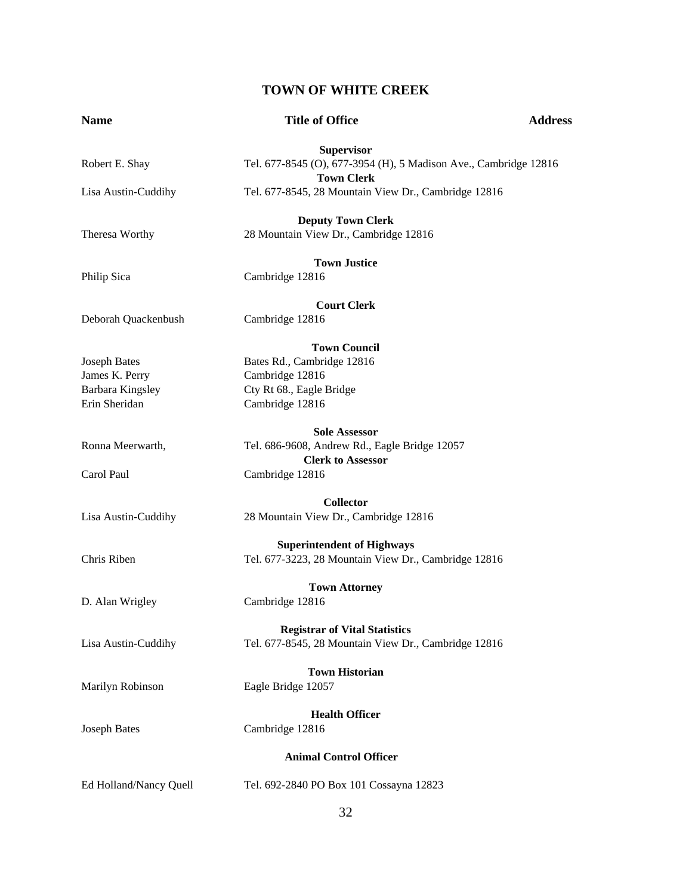# TOWN OF WHITE CREEK

| Name | Title of Office | Address |
|---|---|---|
| | **Supervisor** | |
| Robert E. Shay | Tel. 677-8545 (O), 677-3954 (H), 5 Madison Ave., Cambridge 12816 | |
| | **Town Clerk** | |
| Lisa Austin-Cuddihy | Tel. 677-8545, 28 Mountain View Dr., Cambridge 12816 | |
| | **Deputy Town Clerk** | |
| Theresa Worthy | 28 Mountain View Dr., Cambridge 12816 | |
| | **Town Justice** | |
| Philip Sica | Cambridge 12816 | |
| | **Court Clerk** | |
| Deborah Quackenbush | Cambridge 12816 | |
| | **Town Council** | |
| Joseph Bates | Bates Rd., Cambridge 12816 | |
| James K. Perry | Cambridge 12816 | |
| Barbara Kingsley | Cty Rt 68., Eagle Bridge | |
| Erin Sheridan | Cambridge 12816 | |
| | **Sole Assessor** | |
| Ronna Meerwarth, | Tel. 686-9608, Andrew Rd., Eagle Bridge 12057 | |
| | **Clerk to Assessor** | |
| Carol Paul | Cambridge 12816 | |
| | **Collector** | |
| Lisa Austin-Cuddihy | 28 Mountain View Dr., Cambridge 12816 | |
| | **Superintendent of Highways** | |
| Chris Riben | Tel. 677-3223, 28 Mountain View Dr., Cambridge 12816 | |
| | **Town Attorney** | |
| D. Alan Wrigley | Cambridge 12816 | |
| | **Registrar of Vital Statistics** | |
| Lisa Austin-Cuddihy | Tel. 677-8545, 28 Mountain View Dr., Cambridge 12816 | |
| | **Town Historian** | |
| Marilyn Robinson | Eagle Bridge 12057 | |
| | **Health Officer** | |
| Joseph Bates | Cambridge 12816 | |
| | **Animal Control Officer** | |
| Ed Holland/Nancy Quell | Tel. 692-2840 PO Box 101 Cossayna 12823 | |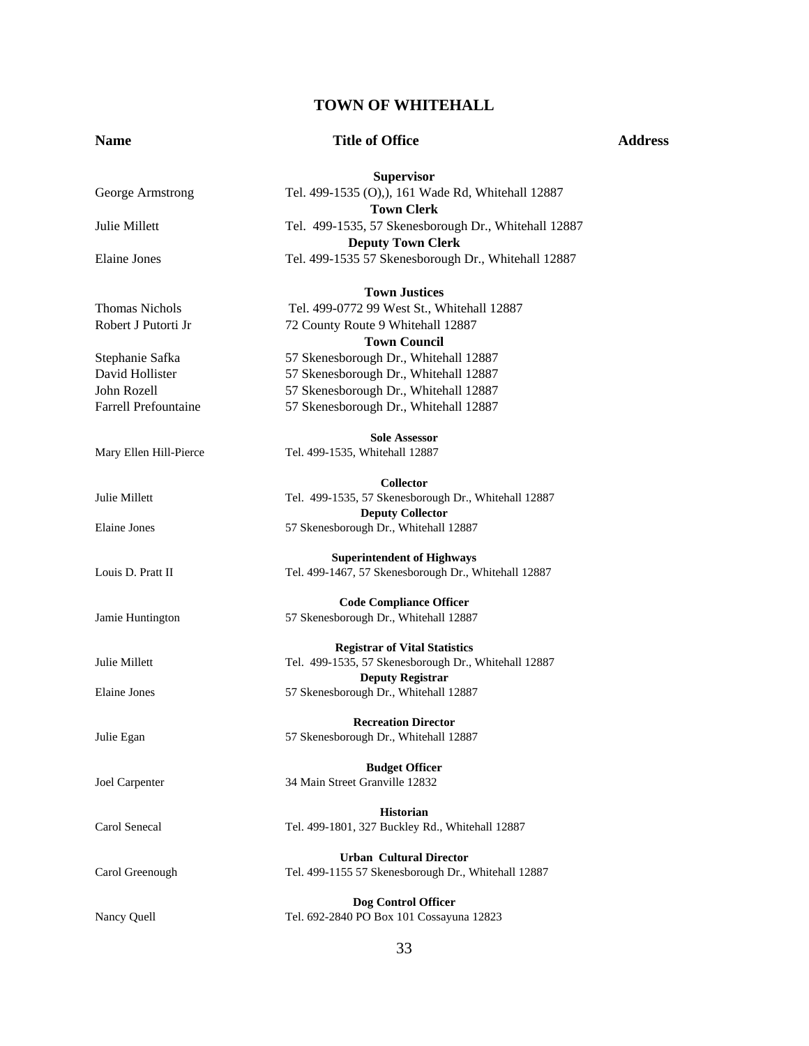## TOWN OF WHITEHALL

| Name | Title of Office | Address |
|---|---|---|
| | **Supervisor** | |
| George Armstrong | Tel. 499-1535 (O),), 161 Wade Rd, Whitehall 12887 | |
| | **Town Clerk** | |
| Julie Millett | Tel. 499-1535, 57 Skenesborough Dr., Whitehall 12887 | |
| | **Deputy Town Clerk** | |
| Elaine Jones | Tel. 499-1535 57 Skenesborough Dr., Whitehall 12887 | |
| | **Town Justices** | |
| Thomas Nichols | Tel. 499-0772 99 West St., Whitehall 12887 | |
| Robert J Putorti Jr | 72 County Route 9 Whitehall 12887 | |
| | **Town Council** | |
| Stephanie Safka | 57 Skenesborough Dr., Whitehall 12887 | |
| David Hollister | 57 Skenesborough Dr., Whitehall 12887 | |
| John Rozell | 57 Skenesborough Dr., Whitehall 12887 | |
| Farrell Prefountaine | 57 Skenesborough Dr., Whitehall 12887 | |
| | **Sole Assessor** | |
| Mary Ellen Hill-Pierce | Tel. 499-1535, Whitehall 12887 | |
| | **Collector** | |
| Julie Millett | Tel. 499-1535, 57 Skenesborough Dr., Whitehall 12887 | |
| | **Deputy Collector** | |
| Elaine Jones | 57 Skenesborough Dr., Whitehall 12887 | |
| | **Superintendent of Highways** | |
| Louis D. Pratt II | Tel. 499-1467, 57 Skenesborough Dr., Whitehall 12887 | |
| | **Code Compliance Officer** | |
| Jamie Huntington | 57 Skenesborough Dr., Whitehall 12887 | |
| | **Registrar of Vital Statistics** | |
| Julie Millett | Tel. 499-1535, 57 Skenesborough Dr., Whitehall 12887 | |
| | **Deputy Registrar** | |
| Elaine Jones | 57 Skenesborough Dr., Whitehall 12887 | |
| | **Recreation Director** | |
| Julie Egan | 57 Skenesborough Dr., Whitehall 12887 | |
| | **Budget Officer** | |
| Joel Carpenter | 34 Main Street Granville 12832 | |
| | **Historian** | |
| Carol Senecal | Tel. 499-1801, 327 Buckley Rd., Whitehall 12887 | |
| | **Urban Cultural Director** | |
| Carol Greenough | Tel. 499-1155 57 Skenesborough Dr., Whitehall 12887 | |
| | **Dog Control Officer** | |
| Nancy Quell | Tel. 692-2840 PO Box 101 Cossayuna 12823 | |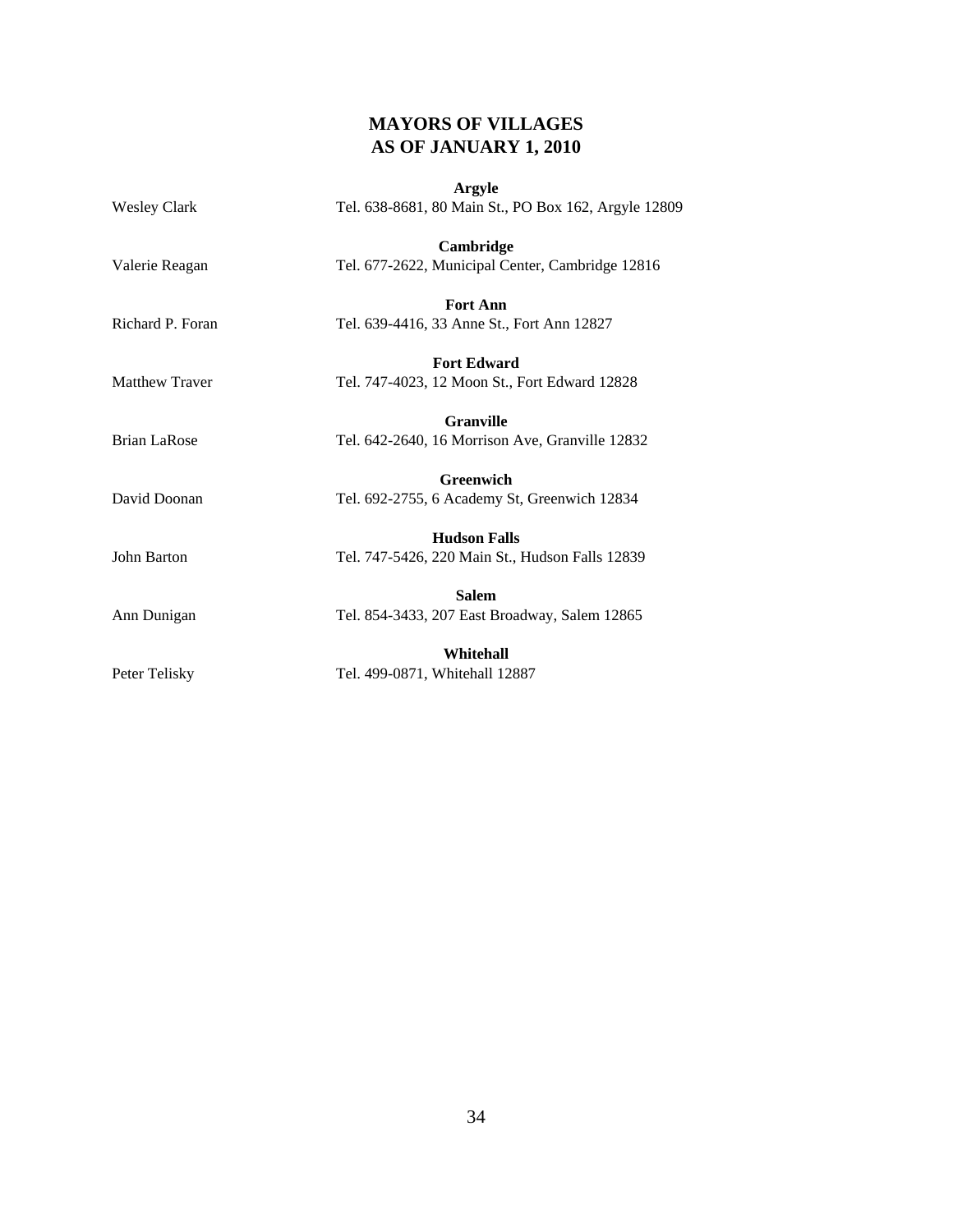# MAYORS OF VILLAGES
# AS OF JANUARY 1, 2010

**Argyle**

Wesley Clark — Tel. 638-8681, 80 Main St., PO Box 162, Argyle 12809

**Cambridge**

Valerie Reagan — Tel. 677-2622, Municipal Center, Cambridge 12816

**Fort Ann**

Richard P. Foran — Tel. 639-4416, 33 Anne St., Fort Ann 12827

**Fort Edward**

Matthew Traver — Tel. 747-4023, 12 Moon St., Fort Edward 12828

**Granville**

Brian LaRose — Tel. 642-2640, 16 Morrison Ave, Granville 12832

**Greenwich**

David Doonan — Tel. 692-2755, 6 Academy St, Greenwich 12834

**Hudson Falls**

John Barton — Tel. 747-5426, 220 Main St., Hudson Falls 12839

**Salem**

Ann Dunigan — Tel. 854-3433, 207 East Broadway, Salem 12865

**Whitehall**

Peter Telisky — Tel. 499-0871, Whitehall 12887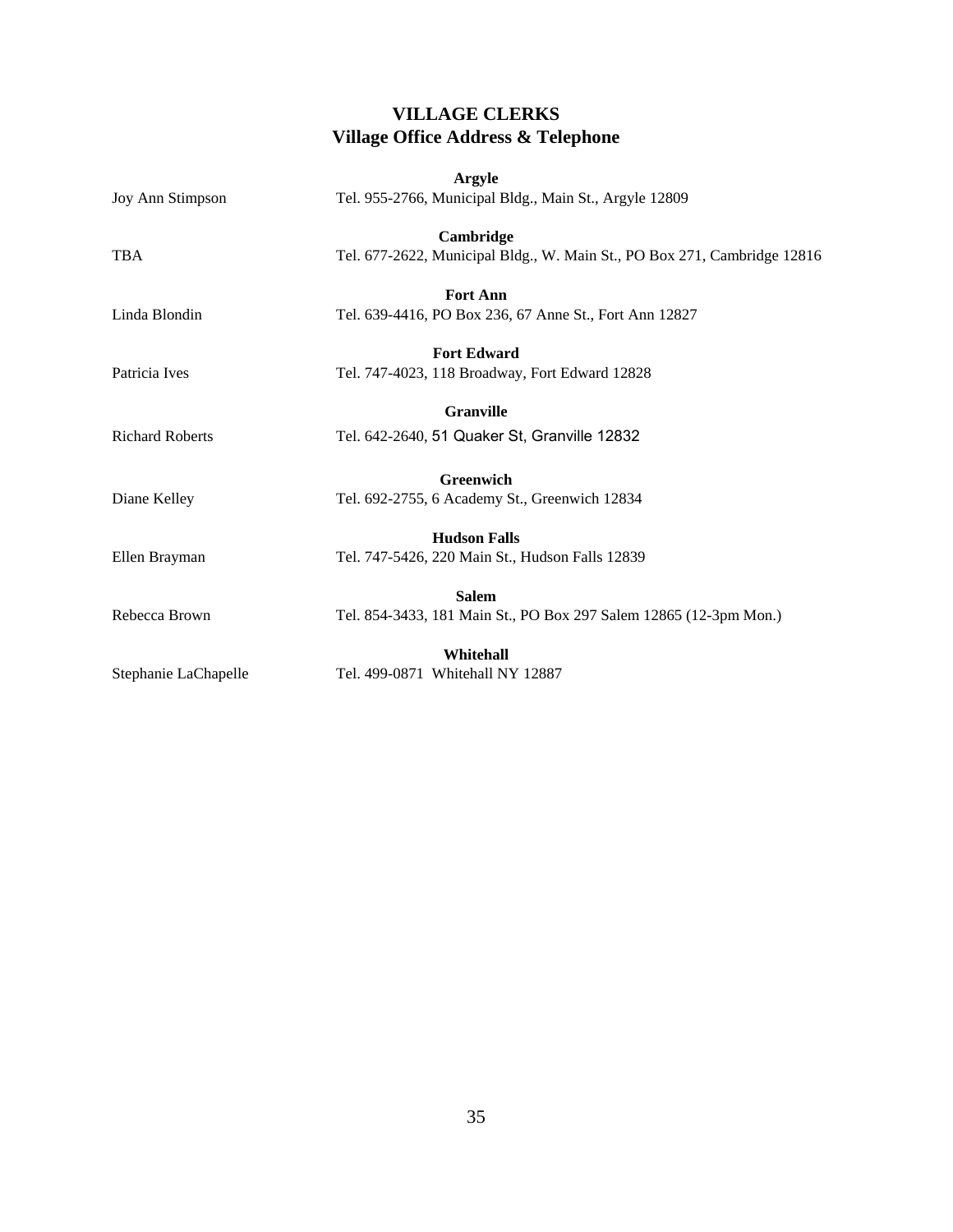# VILLAGE CLERKS

## Village Office Address & Telephone

**Argyle**

Joy Ann Stimpson — Tel. 955-2766, Municipal Bldg., Main St., Argyle 12809

**Cambridge**

TBA — Tel. 677-2622, Municipal Bldg., W. Main St., PO Box 271, Cambridge 12816

**Fort Ann**

Linda Blondin — Tel. 639-4416, PO Box 236, 67 Anne St., Fort Ann 12827

**Fort Edward**

Patricia Ives — Tel. 747-4023, 118 Broadway, Fort Edward 12828

**Granville**

Richard Roberts — Tel. 642-2640, 51 Quaker St, Granville 12832

**Greenwich**

Diane Kelley — Tel. 692-2755, 6 Academy St., Greenwich 12834

**Hudson Falls**

Ellen Brayman — Tel. 747-5426, 220 Main St., Hudson Falls 12839

**Salem**

Rebecca Brown — Tel. 854-3433, 181 Main St., PO Box 297 Salem 12865 (12-3pm Mon.)

**Whitehall**

Stephanie LaChapelle — Tel. 499-0871 Whitehall NY 12887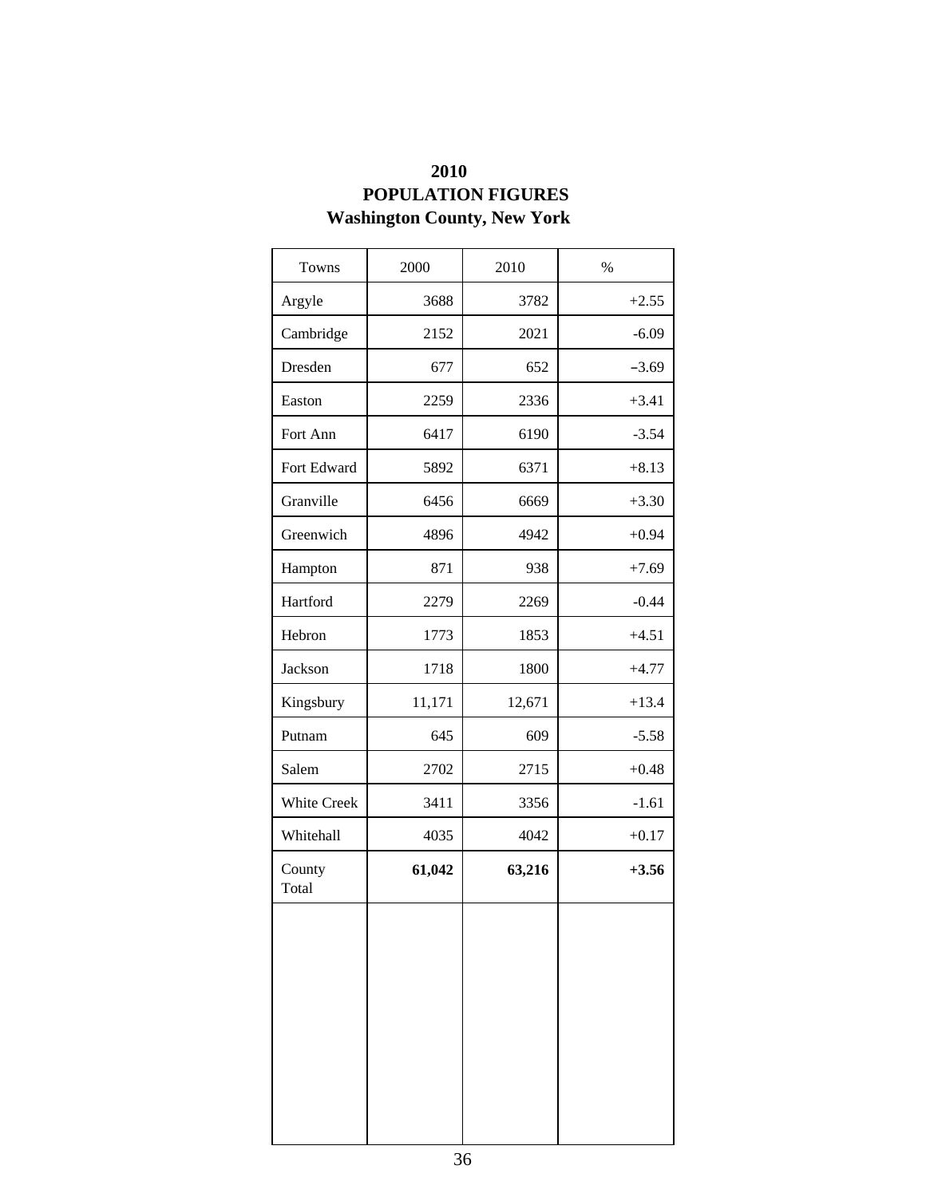# 2010
# POPULATION FIGURES
# Washington County, New York

| Towns | 2000 | 2010 | % |
|---|---|---|---|
| Argyle | 3688 | 3782 | +2.55 |
| Cambridge | 2152 | 2021 | -6.09 |
| Dresden | 677 | 652 | −3.69 |
| Easton | 2259 | 2336 | +3.41 |
| Fort Ann | 6417 | 6190 | -3.54 |
| Fort Edward | 5892 | 6371 | +8.13 |
| Granville | 6456 | 6669 | +3.30 |
| Greenwich | 4896 | 4942 | +0.94 |
| Hampton | 871 | 938 | +7.69 |
| Hartford | 2279 | 2269 | -0.44 |
| Hebron | 1773 | 1853 | +4.51 |
| Jackson | 1718 | 1800 | +4.77 |
| Kingsbury | 11,171 | 12,671 | +13.4 |
| Putnam | 645 | 609 | -5.58 |
| Salem | 2702 | 2715 | +0.48 |
| White Creek | 3411 | 3356 | -1.61 |
| Whitehall | 4035 | 4042 | +0.17 |
| County Total | **61,042** | **63,216** | **+3.56** |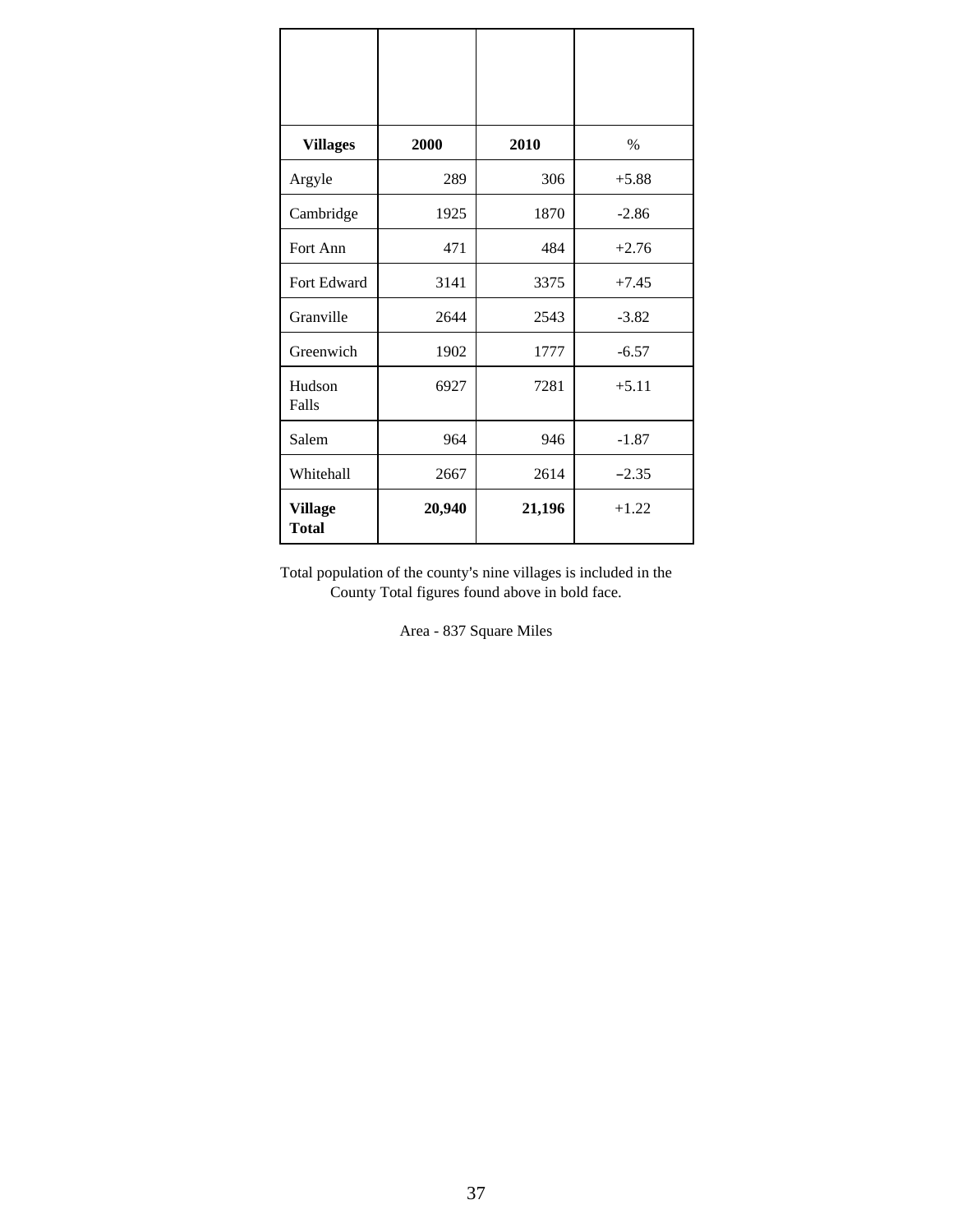| Villages | 2000 | 2010 | % |
|---|---|---|---|
| Argyle | 289 | 306 | +5.88 |
| Cambridge | 1925 | 1870 | -2.86 |
| Fort Ann | 471 | 484 | +2.76 |
| Fort Edward | 3141 | 3375 | +7.45 |
| Granville | 2644 | 2543 | -3.82 |
| Greenwich | 1902 | 1777 | -6.57 |
| Hudson Falls | 6927 | 7281 | +5.11 |
| Salem | 964 | 946 | -1.87 |
| Whitehall | 2667 | 2614 | −2.35 |
| **Village Total** | **20,940** | **21,196** | +1.22 |

Total population of the county's nine villages is included in the County Total figures found above in bold face.

Area - 837 Square Miles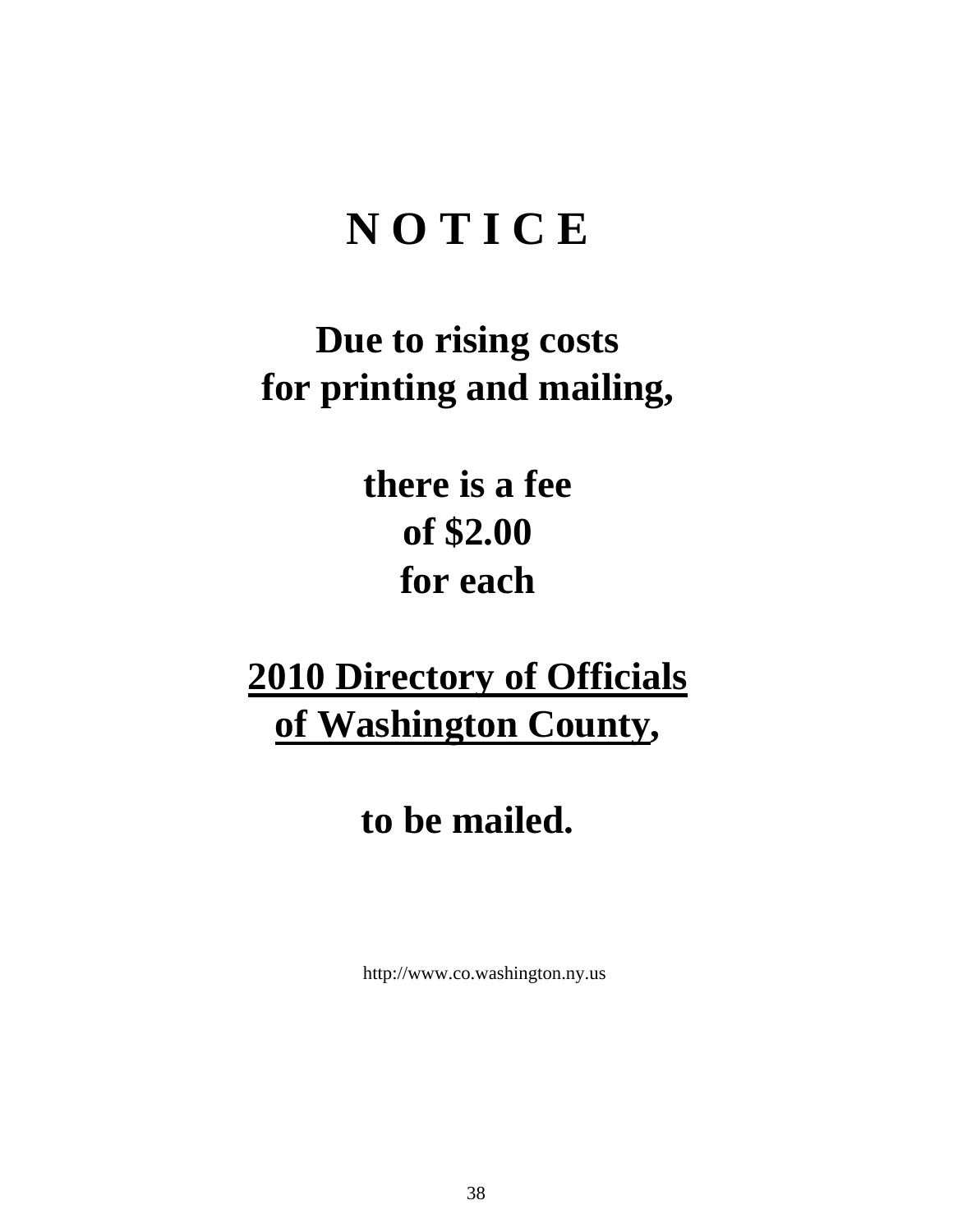# N O T I C E

**Due to rising costs
for printing and mailing,**

**there is a fee
of $2.00
for each**

**<u>2010 Directory of Officials
of Washington County</u>,**

**to be mailed.**

http://www.co.washington.ny.us